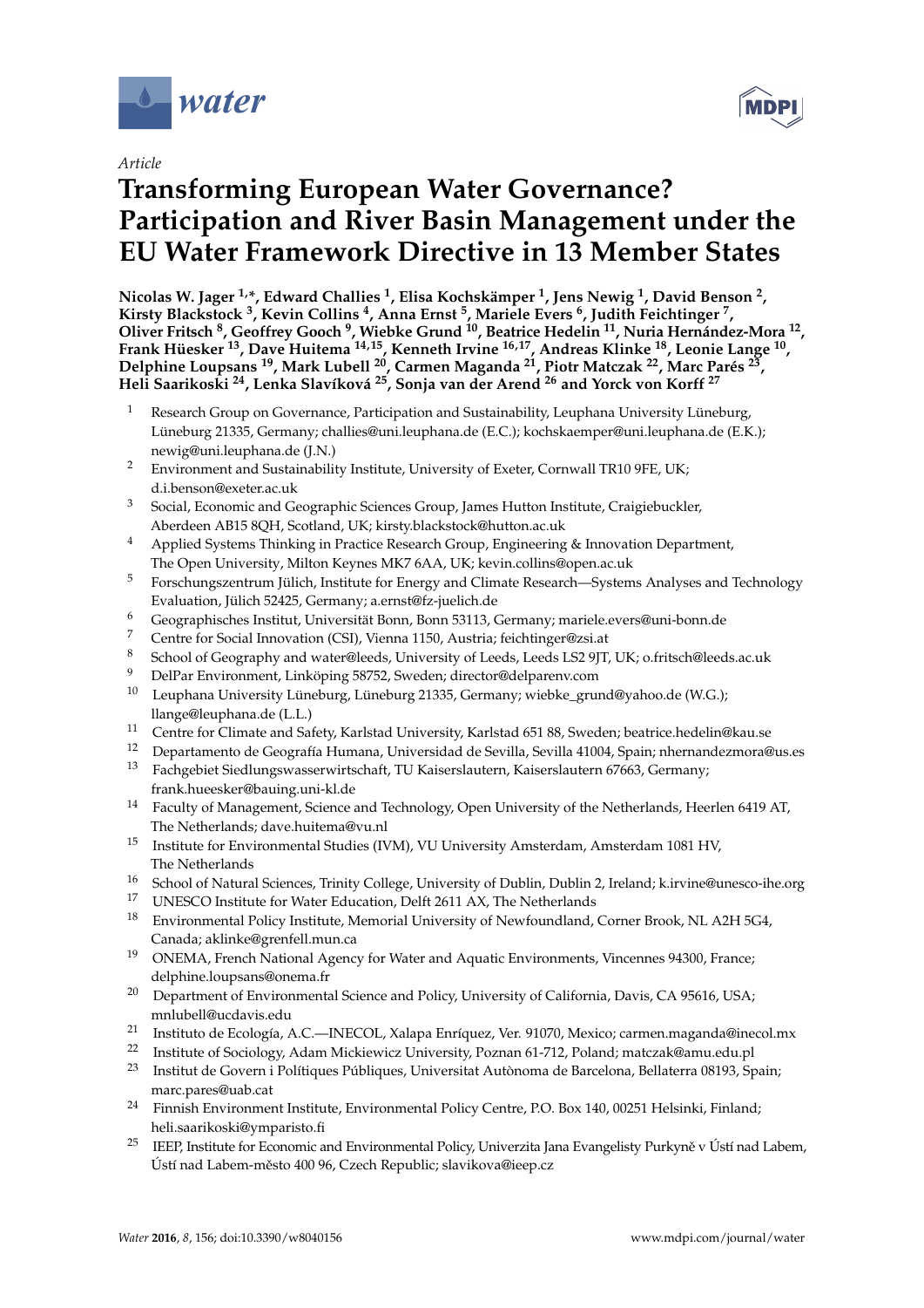*Article*

# Transforming European Water Governance? Participation and River Basin Management under the EU Water Framework Directive in 13 Member States

**Nicolas W. Jager [1,*], Edward Challies [1], Elisa Kochskämper [1], Jens Newig [1], David Benson [2], Kirsty Blackstock [3], Kevin Collins [4], Anna Ernst [5], Mariele Evers [6], Judith Feichtinger [7], Oliver Fritsch [8], Geoffrey Gooch [9], Wiebke Grund [10], Beatrice Hedelin [11], Nuria Hernández-Mora [12], Frank Hüesker [13], Dave Huitema [14,15], Kenneth Irvine [16,17], Andreas Klinke [18], Leonie Lange [10], Delphine Loupsans [19], Mark Lubell [20], Carmen Maganda [21], Piotr Matczak [22], Marc Parés [23], Heli Saarikoski [24], Lenka Slavíková [25], Sonja van der Arend [26] and Yorck von Korff [27]**

1. Research Group on Governance, Participation and Sustainability, Leuphana University Lüneburg, Lüneburg 21335, Germany; challies@uni.leuphana.de (E.C.); kochskaemper@uni.leuphana.de (E.K.); newig@uni.leuphana.de (J.N.)
2. Environment and Sustainability Institute, University of Exeter, Cornwall TR10 9FE, UK; d.i.benson@exeter.ac.uk
3. Social, Economic and Geographic Sciences Group, James Hutton Institute, Craigiebuckler, Aberdeen AB15 8QH, Scotland, UK; kirsty.blackstock@hutton.ac.uk
4. Applied Systems Thinking in Practice Research Group, Engineering & Innovation Department, The Open University, Milton Keynes MK7 6AA, UK; kevin.collins@open.ac.uk
5. Forschungszentrum Jülich, Institute for Energy and Climate Research—Systems Analyses and Technology Evaluation, Jülich 52425, Germany; a.ernst@fz-juelich.de
6. Geographisches Institut, Universität Bonn, Bonn 53113, Germany; mariele.evers@uni-bonn.de
7. Centre for Social Innovation (CSI), Vienna 1150, Austria; feichtinger@zsi.at
8. School of Geography and water@leeds, University of Leeds, Leeds LS2 9JT, UK; o.fritsch@leeds.ac.uk
9. DelPar Environment, Linköping 58752, Sweden; director@delparenv.com
10. Leuphana University Lüneburg, Lüneburg 21335, Germany; wiebke_grund@yahoo.de (W.G.); llange@leuphana.de (L.L.)
11. Centre for Climate and Safety, Karlstad University, Karlstad 651 88, Sweden; beatrice.hedelin@kau.se
12. Departamento de Geografía Humana, Universidad de Sevilla, Sevilla 41004, Spain; nhernandezmora@us.es
13. Fachgebiet Siedlungswasserwirtschaft, TU Kaiserslautern, Kaiserslautern 67663, Germany; frank.hueesker@bauing.uni-kl.de
14. Faculty of Management, Science and Technology, Open University of the Netherlands, Heerlen 6419 AT, The Netherlands; dave.huitema@vu.nl
15. Institute for Environmental Studies (IVM), VU University Amsterdam, Amsterdam 1081 HV, The Netherlands
16. School of Natural Sciences, Trinity College, University of Dublin, Dublin 2, Ireland; k.irvine@unesco-ihe.org
17. UNESCO Institute for Water Education, Delft 2611 AX, The Netherlands
18. Environmental Policy Institute, Memorial University of Newfoundland, Corner Brook, NL A2H 5G4, Canada; aklinke@grenfell.mun.ca
19. ONEMA, French National Agency for Water and Aquatic Environments, Vincennes 94300, France; delphine.loupsans@onema.fr
20. Department of Environmental Science and Policy, University of California, Davis, CA 95616, USA; mnlubell@ucdavis.edu
21. Instituto de Ecología, A.C.—INECOL, Xalapa Enríquez, Ver. 91070, Mexico; carmen.maganda@inecol.mx
22. Institute of Sociology, Adam Mickiewicz University, Poznan 61-712, Poland; matczak@amu.edu.pl
23. Institut de Govern i Polítiques Públiques, Universitat Autònoma de Barcelona, Bellaterra 08193, Spain; marc.pares@uab.cat
24. Finnish Environment Institute, Environmental Policy Centre, P.O. Box 140, 00251 Helsinki, Finland; heli.saarikoski@ymparisto.fi
25. IEEP, Institute for Economic and Environmental Policy, Univerzita Jana Evangelisty Purkyně v Ústí nad Labem, Ústí nad Labem-město 400 96, Czech Republic; slavikova@ieep.cz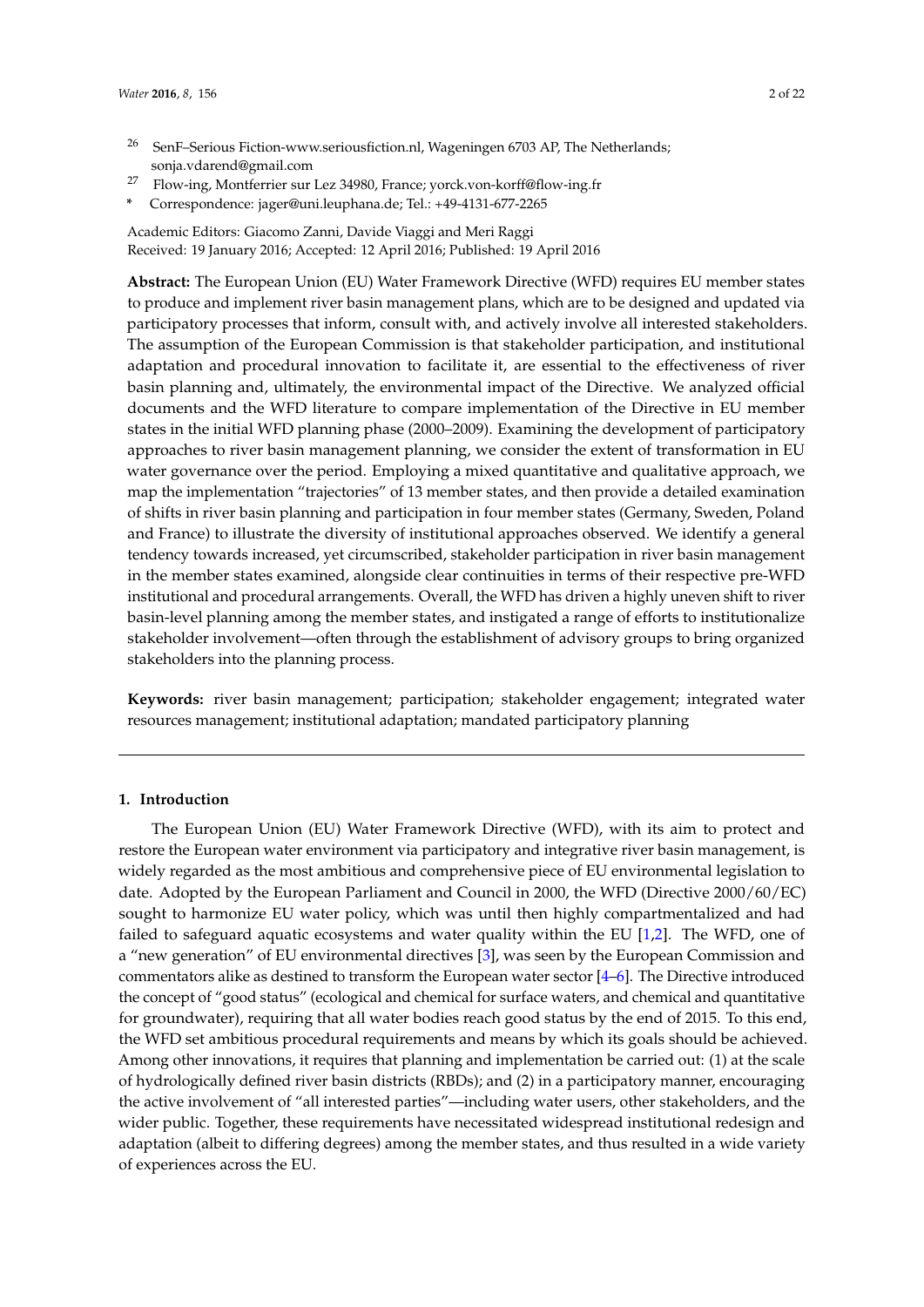[26] SenF–Serious Fiction-www.seriousfiction.nl, Wageningen 6703 AP, The Netherlands; sonja.vdarend@gmail.com

[27] Flow-ing, Montferrier sur Lez 34980, France; yorck.von-korff@flow-ing.fr

[*] Correspondence: jager@uni.leuphana.de; Tel.: +49-4131-677-2265

Academic Editors: Giacomo Zanni, Davide Viaggi and Meri Raggi
Received: 19 January 2016; Accepted: 12 April 2016; Published: 19 April 2016

**Abstract:** The European Union (EU) Water Framework Directive (WFD) requires EU member states to produce and implement river basin management plans, which are to be designed and updated via participatory processes that inform, consult with, and actively involve all interested stakeholders. The assumption of the European Commission is that stakeholder participation, and institutional adaptation and procedural innovation to facilitate it, are essential to the effectiveness of river basin planning and, ultimately, the environmental impact of the Directive. We analyzed official documents and the WFD literature to compare implementation of the Directive in EU member states in the initial WFD planning phase (2000–2009). Examining the development of participatory approaches to river basin management planning, we consider the extent of transformation in EU water governance over the period. Employing a mixed quantitative and qualitative approach, we map the implementation "trajectories" of 13 member states, and then provide a detailed examination of shifts in river basin planning and participation in four member states (Germany, Sweden, Poland and France) to illustrate the diversity of institutional approaches observed. We identify a general tendency towards increased, yet circumscribed, stakeholder participation in river basin management in the member states examined, alongside clear continuities in terms of their respective pre-WFD institutional and procedural arrangements. Overall, the WFD has driven a highly uneven shift to river basin-level planning among the member states, and instigated a range of efforts to institutionalize stakeholder involvement—often through the establishment of advisory groups to bring organized stakeholders into the planning process.

**Keywords:** river basin management; participation; stakeholder engagement; integrated water resources management; institutional adaptation; mandated participatory planning

## 1. Introduction

The European Union (EU) Water Framework Directive (WFD), with its aim to protect and restore the European water environment via participatory and integrative river basin management, is widely regarded as the most ambitious and comprehensive piece of EU environmental legislation to date. Adopted by the European Parliament and Council in 2000, the WFD (Directive 2000/60/EC) sought to harmonize EU water policy, which was until then highly compartmentalized and had failed to safeguard aquatic ecosystems and water quality within the EU [1,2]. The WFD, one of a "new generation" of EU environmental directives [3], was seen by the European Commission and commentators alike as destined to transform the European water sector [4–6]. The Directive introduced the concept of "good status" (ecological and chemical for surface waters, and chemical and quantitative for groundwater), requiring that all water bodies reach good status by the end of 2015. To this end, the WFD set ambitious procedural requirements and means by which its goals should be achieved. Among other innovations, it requires that planning and implementation be carried out: (1) at the scale of hydrologically defined river basin districts (RBDs); and (2) in a participatory manner, encouraging the active involvement of "all interested parties"—including water users, other stakeholders, and the wider public. Together, these requirements have necessitated widespread institutional redesign and adaptation (albeit to differing degrees) among the member states, and thus resulted in a wide variety of experiences across the EU.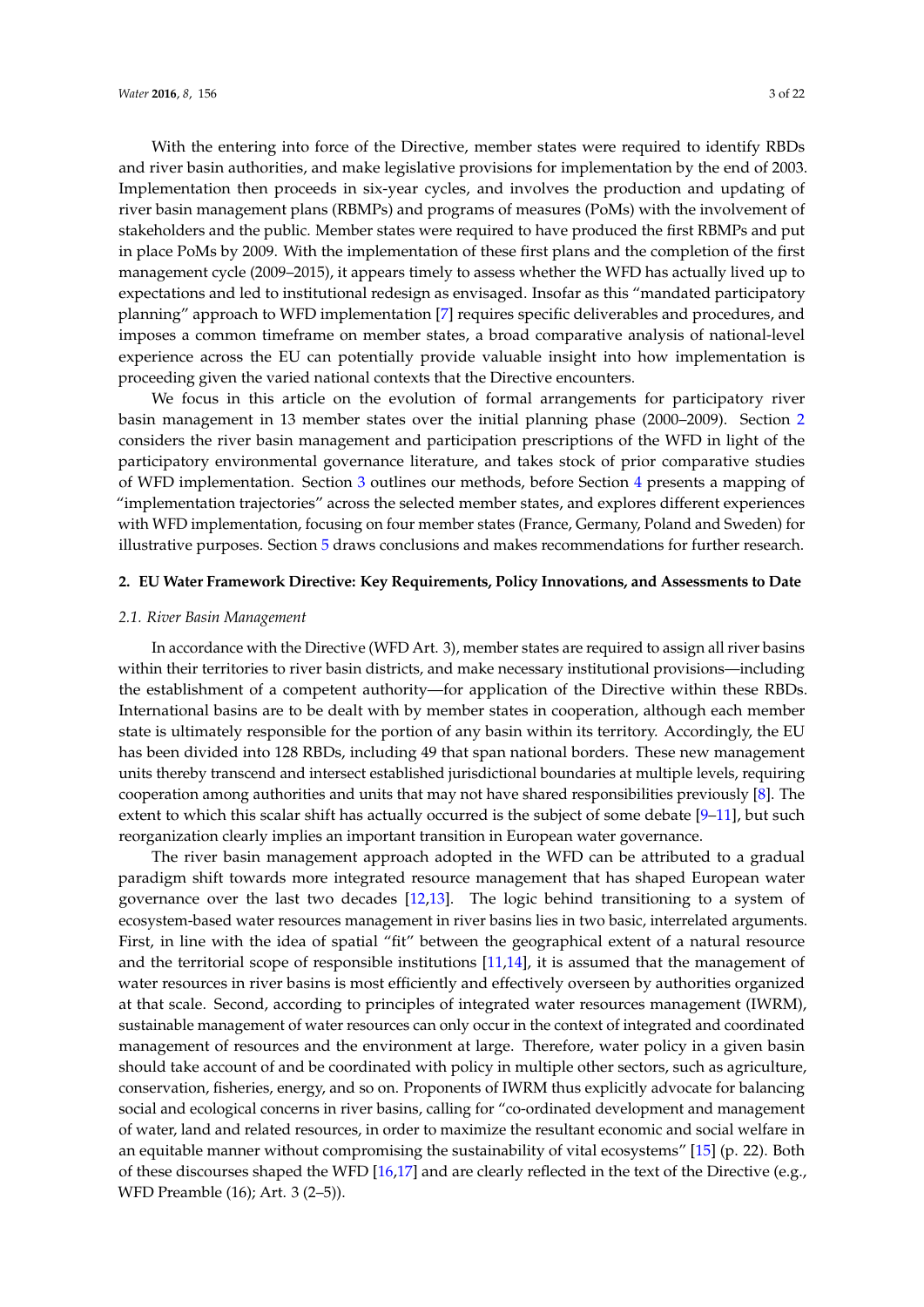With the entering into force of the Directive, member states were required to identify RBDs and river basin authorities, and make legislative provisions for implementation by the end of 2003. Implementation then proceeds in six-year cycles, and involves the production and updating of river basin management plans (RBMPs) and programs of measures (PoMs) with the involvement of stakeholders and the public. Member states were required to have produced the first RBMPs and put in place PoMs by 2009. With the implementation of these first plans and the completion of the first management cycle (2009–2015), it appears timely to assess whether the WFD has actually lived up to expectations and led to institutional redesign as envisaged. Insofar as this "mandated participatory planning" approach to WFD implementation [7] requires specific deliverables and procedures, and imposes a common timeframe on member states, a broad comparative analysis of national-level experience across the EU can potentially provide valuable insight into how implementation is proceeding given the varied national contexts that the Directive encounters.

We focus in this article on the evolution of formal arrangements for participatory river basin management in 13 member states over the initial planning phase (2000–2009). Section 2 considers the river basin management and participation prescriptions of the WFD in light of the participatory environmental governance literature, and takes stock of prior comparative studies of WFD implementation. Section 3 outlines our methods, before Section 4 presents a mapping of "implementation trajectories" across the selected member states, and explores different experiences with WFD implementation, focusing on four member states (France, Germany, Poland and Sweden) for illustrative purposes. Section 5 draws conclusions and makes recommendations for further research.

## 2. EU Water Framework Directive: Key Requirements, Policy Innovations, and Assessments to Date

### *2.1. River Basin Management*

In accordance with the Directive (WFD Art. 3), member states are required to assign all river basins within their territories to river basin districts, and make necessary institutional provisions—including the establishment of a competent authority—for application of the Directive within these RBDs. International basins are to be dealt with by member states in cooperation, although each member state is ultimately responsible for the portion of any basin within its territory. Accordingly, the EU has been divided into 128 RBDs, including 49 that span national borders. These new management units thereby transcend and intersect established jurisdictional boundaries at multiple levels, requiring cooperation among authorities and units that may not have shared responsibilities previously [8]. The extent to which this scalar shift has actually occurred is the subject of some debate [9–11], but such reorganization clearly implies an important transition in European water governance.

The river basin management approach adopted in the WFD can be attributed to a gradual paradigm shift towards more integrated resource management that has shaped European water governance over the last two decades [12,13]. The logic behind transitioning to a system of ecosystem-based water resources management in river basins lies in two basic, interrelated arguments. First, in line with the idea of spatial "fit" between the geographical extent of a natural resource and the territorial scope of responsible institutions [11,14], it is assumed that the management of water resources in river basins is most efficiently and effectively overseen by authorities organized at that scale. Second, according to principles of integrated water resources management (IWRM), sustainable management of water resources can only occur in the context of integrated and coordinated management of resources and the environment at large. Therefore, water policy in a given basin should take account of and be coordinated with policy in multiple other sectors, such as agriculture, conservation, fisheries, energy, and so on. Proponents of IWRM thus explicitly advocate for balancing social and ecological concerns in river basins, calling for "co-ordinated development and management of water, land and related resources, in order to maximize the resultant economic and social welfare in an equitable manner without compromising the sustainability of vital ecosystems" [15] (p. 22). Both of these discourses shaped the WFD [16,17] and are clearly reflected in the text of the Directive (e.g., WFD Preamble (16); Art. 3 (2–5)).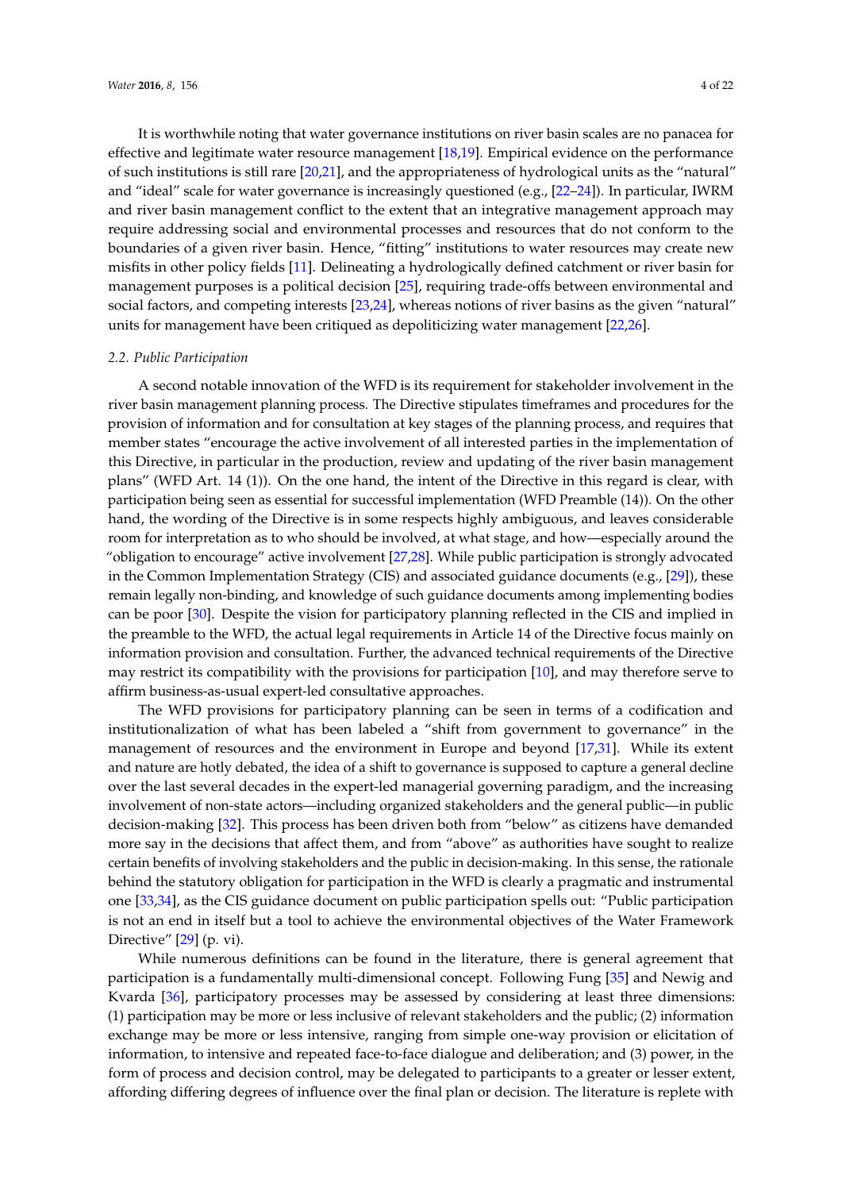It is worthwhile noting that water governance institutions on river basin scales are no panacea for effective and legitimate water resource management [18,19]. Empirical evidence on the performance of such institutions is still rare [20,21], and the appropriateness of hydrological units as the "natural" and "ideal" scale for water governance is increasingly questioned (e.g., [22–24]). In particular, IWRM and river basin management conflict to the extent that an integrative management approach may require addressing social and environmental processes and resources that do not conform to the boundaries of a given river basin. Hence, "fitting" institutions to water resources may create new misfits in other policy fields [11]. Delineating a hydrologically defined catchment or river basin for management purposes is a political decision [25], requiring trade-offs between environmental and social factors, and competing interests [23,24], whereas notions of river basins as the given "natural" units for management have been critiqued as depoliticizing water management [22,26].

### *2.2. Public Participation*

A second notable innovation of the WFD is its requirement for stakeholder involvement in the river basin management planning process. The Directive stipulates timeframes and procedures for the provision of information and for consultation at key stages of the planning process, and requires that member states "encourage the active involvement of all interested parties in the implementation of this Directive, in particular in the production, review and updating of the river basin management plans" (WFD Art. 14 (1)). On the one hand, the intent of the Directive in this regard is clear, with participation being seen as essential for successful implementation (WFD Preamble (14)). On the other hand, the wording of the Directive is in some respects highly ambiguous, and leaves considerable room for interpretation as to who should be involved, at what stage, and how—especially around the "obligation to encourage" active involvement [27,28]. While public participation is strongly advocated in the Common Implementation Strategy (CIS) and associated guidance documents (e.g., [29]), these remain legally non-binding, and knowledge of such guidance documents among implementing bodies can be poor [30]. Despite the vision for participatory planning reflected in the CIS and implied in the preamble to the WFD, the actual legal requirements in Article 14 of the Directive focus mainly on information provision and consultation. Further, the advanced technical requirements of the Directive may restrict its compatibility with the provisions for participation [10], and may therefore serve to affirm business-as-usual expert-led consultative approaches.

The WFD provisions for participatory planning can be seen in terms of a codification and institutionalization of what has been labeled a "shift from government to governance" in the management of resources and the environment in Europe and beyond [17,31]. While its extent and nature are hotly debated, the idea of a shift to governance is supposed to capture a general decline over the last several decades in the expert-led managerial governing paradigm, and the increasing involvement of non-state actors—including organized stakeholders and the general public—in public decision-making [32]. This process has been driven both from "below" as citizens have demanded more say in the decisions that affect them, and from "above" as authorities have sought to realize certain benefits of involving stakeholders and the public in decision-making. In this sense, the rationale behind the statutory obligation for participation in the WFD is clearly a pragmatic and instrumental one [33,34], as the CIS guidance document on public participation spells out: "Public participation is not an end in itself but a tool to achieve the environmental objectives of the Water Framework Directive" [29] (p. vi).

While numerous definitions can be found in the literature, there is general agreement that participation is a fundamentally multi-dimensional concept. Following Fung [35] and Newig and Kvarda [36], participatory processes may be assessed by considering at least three dimensions: (1) participation may be more or less inclusive of relevant stakeholders and the public; (2) information exchange may be more or less intensive, ranging from simple one-way provision or elicitation of information, to intensive and repeated face-to-face dialogue and deliberation; and (3) power, in the form of process and decision control, may be delegated to participants to a greater or lesser extent, affording differing degrees of influence over the final plan or decision. The literature is replete with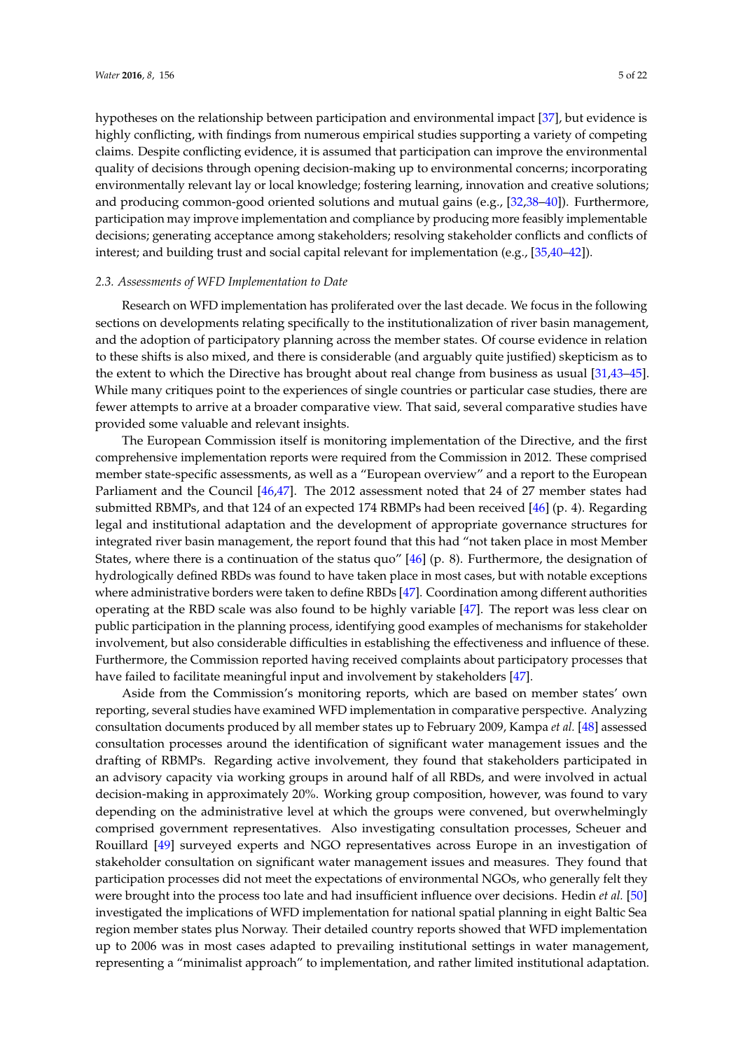hypotheses on the relationship between participation and environmental impact [37], but evidence is highly conflicting, with findings from numerous empirical studies supporting a variety of competing claims. Despite conflicting evidence, it is assumed that participation can improve the environmental quality of decisions through opening decision-making up to environmental concerns; incorporating environmentally relevant lay or local knowledge; fostering learning, innovation and creative solutions; and producing common-good oriented solutions and mutual gains (e.g., [32,38–40]). Furthermore, participation may improve implementation and compliance by producing more feasibly implementable decisions; generating acceptance among stakeholders; resolving stakeholder conflicts and conflicts of interest; and building trust and social capital relevant for implementation (e.g., [35,40–42]).

### *2.3. Assessments of WFD Implementation to Date*

Research on WFD implementation has proliferated over the last decade. We focus in the following sections on developments relating specifically to the institutionalization of river basin management, and the adoption of participatory planning across the member states. Of course evidence in relation to these shifts is also mixed, and there is considerable (and arguably quite justified) skepticism as to the extent to which the Directive has brought about real change from business as usual [31,43–45]. While many critiques point to the experiences of single countries or particular case studies, there are fewer attempts to arrive at a broader comparative view. That said, several comparative studies have provided some valuable and relevant insights.

The European Commission itself is monitoring implementation of the Directive, and the first comprehensive implementation reports were required from the Commission in 2012. These comprised member state-specific assessments, as well as a "European overview" and a report to the European Parliament and the Council [46,47]. The 2012 assessment noted that 24 of 27 member states had submitted RBMPs, and that 124 of an expected 174 RBMPs had been received [46] (p. 4). Regarding legal and institutional adaptation and the development of appropriate governance structures for integrated river basin management, the report found that this had "not taken place in most Member States, where there is a continuation of the status quo" [46] (p. 8). Furthermore, the designation of hydrologically defined RBDs was found to have taken place in most cases, but with notable exceptions where administrative borders were taken to define RBDs [47]. Coordination among different authorities operating at the RBD scale was also found to be highly variable [47]. The report was less clear on public participation in the planning process, identifying good examples of mechanisms for stakeholder involvement, but also considerable difficulties in establishing the effectiveness and influence of these. Furthermore, the Commission reported having received complaints about participatory processes that have failed to facilitate meaningful input and involvement by stakeholders [47].

Aside from the Commission's monitoring reports, which are based on member states' own reporting, several studies have examined WFD implementation in comparative perspective. Analyzing consultation documents produced by all member states up to February 2009, Kampa *et al.* [48] assessed consultation processes around the identification of significant water management issues and the drafting of RBMPs. Regarding active involvement, they found that stakeholders participated in an advisory capacity via working groups in around half of all RBDs, and were involved in actual decision-making in approximately 20%. Working group composition, however, was found to vary depending on the administrative level at which the groups were convened, but overwhelmingly comprised government representatives. Also investigating consultation processes, Scheuer and Rouillard [49] surveyed experts and NGO representatives across Europe in an investigation of stakeholder consultation on significant water management issues and measures. They found that participation processes did not meet the expectations of environmental NGOs, who generally felt they were brought into the process too late and had insufficient influence over decisions. Hedin *et al.* [50] investigated the implications of WFD implementation for national spatial planning in eight Baltic Sea region member states plus Norway. Their detailed country reports showed that WFD implementation up to 2006 was in most cases adapted to prevailing institutional settings in water management, representing a "minimalist approach" to implementation, and rather limited institutional adaptation.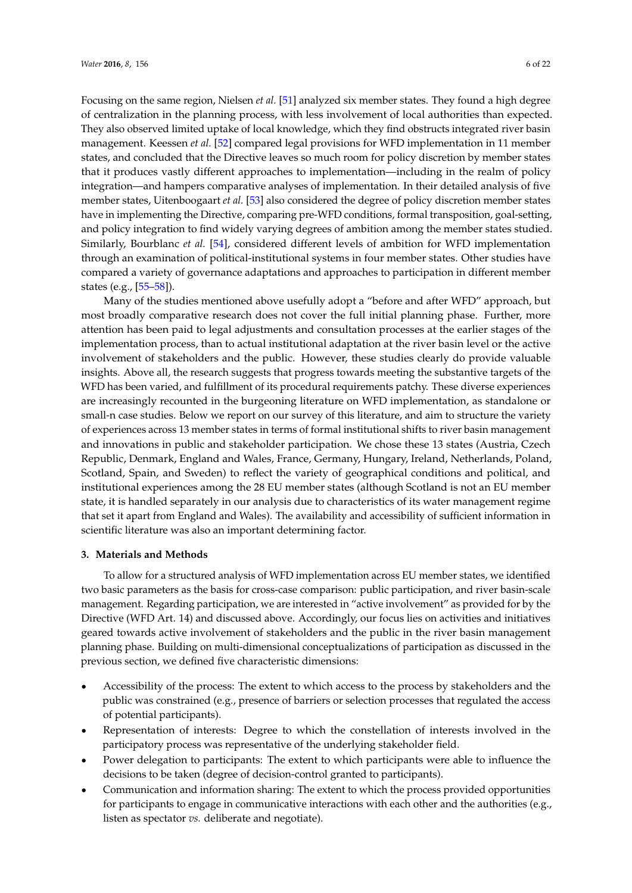Focusing on the same region, Nielsen *et al.* [51] analyzed six member states. They found a high degree of centralization in the planning process, with less involvement of local authorities than expected. They also observed limited uptake of local knowledge, which they find obstructs integrated river basin management. Keessen *et al.* [52] compared legal provisions for WFD implementation in 11 member states, and concluded that the Directive leaves so much room for policy discretion by member states that it produces vastly different approaches to implementation—including in the realm of policy integration—and hampers comparative analyses of implementation. In their detailed analysis of five member states, Uitenboogaart *et al.* [53] also considered the degree of policy discretion member states have in implementing the Directive, comparing pre-WFD conditions, formal transposition, goal-setting, and policy integration to find widely varying degrees of ambition among the member states studied. Similarly, Bourblanc *et al.* [54], considered different levels of ambition for WFD implementation through an examination of political-institutional systems in four member states. Other studies have compared a variety of governance adaptations and approaches to participation in different member states (e.g., [55–58]).

Many of the studies mentioned above usefully adopt a "before and after WFD" approach, but most broadly comparative research does not cover the full initial planning phase. Further, more attention has been paid to legal adjustments and consultation processes at the earlier stages of the implementation process, than to actual institutional adaptation at the river basin level or the active involvement of stakeholders and the public. However, these studies clearly do provide valuable insights. Above all, the research suggests that progress towards meeting the substantive targets of the WFD has been varied, and fulfillment of its procedural requirements patchy. These diverse experiences are increasingly recounted in the burgeoning literature on WFD implementation, as standalone or small-n case studies. Below we report on our survey of this literature, and aim to structure the variety of experiences across 13 member states in terms of formal institutional shifts to river basin management and innovations in public and stakeholder participation. We chose these 13 states (Austria, Czech Republic, Denmark, England and Wales, France, Germany, Hungary, Ireland, Netherlands, Poland, Scotland, Spain, and Sweden) to reflect the variety of geographical conditions and political, and institutional experiences among the 28 EU member states (although Scotland is not an EU member state, it is handled separately in our analysis due to characteristics of its water management regime that set it apart from England and Wales). The availability and accessibility of sufficient information in scientific literature was also an important determining factor.

## 3. Materials and Methods

To allow for a structured analysis of WFD implementation across EU member states, we identified two basic parameters as the basis for cross-case comparison: public participation, and river basin-scale management. Regarding participation, we are interested in "active involvement" as provided for by the Directive (WFD Art. 14) and discussed above. Accordingly, our focus lies on activities and initiatives geared towards active involvement of stakeholders and the public in the river basin management planning phase. Building on multi-dimensional conceptualizations of participation as discussed in the previous section, we defined five characteristic dimensions:

- Accessibility of the process: The extent to which access to the process by stakeholders and the public was constrained (e.g., presence of barriers or selection processes that regulated the access of potential participants).
- Representation of interests: Degree to which the constellation of interests involved in the participatory process was representative of the underlying stakeholder field.
- Power delegation to participants: The extent to which participants were able to influence the decisions to be taken (degree of decision-control granted to participants).
- Communication and information sharing: The extent to which the process provided opportunities for participants to engage in communicative interactions with each other and the authorities (e.g., listen as spectator *vs.* deliberate and negotiate).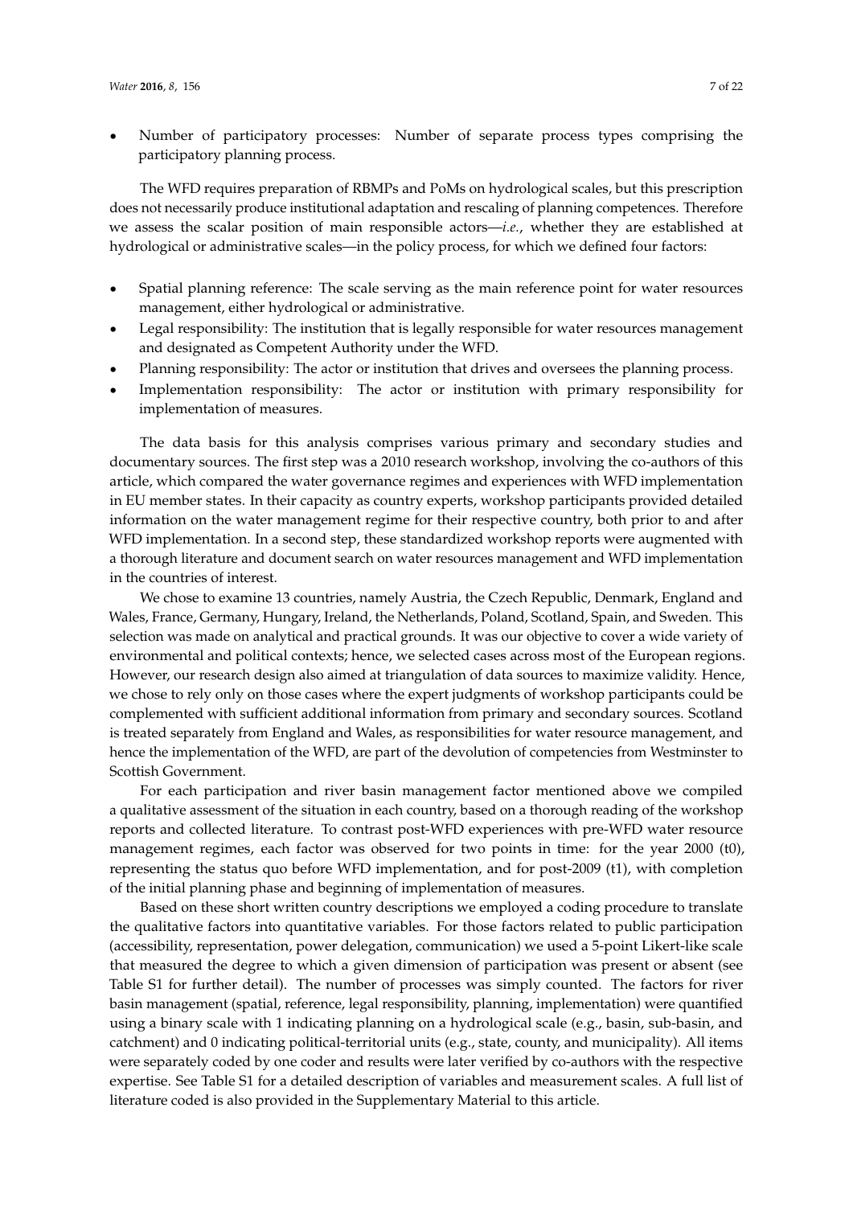- Number of participatory processes: Number of separate process types comprising the participatory planning process.

The WFD requires preparation of RBMPs and PoMs on hydrological scales, but this prescription does not necessarily produce institutional adaptation and rescaling of planning competences. Therefore we assess the scalar position of main responsible actors—*i.e.*, whether they are established at hydrological or administrative scales—in the policy process, for which we defined four factors:

- Spatial planning reference: The scale serving as the main reference point for water resources management, either hydrological or administrative.
- Legal responsibility: The institution that is legally responsible for water resources management and designated as Competent Authority under the WFD.
- Planning responsibility: The actor or institution that drives and oversees the planning process.
- Implementation responsibility: The actor or institution with primary responsibility for implementation of measures.

The data basis for this analysis comprises various primary and secondary studies and documentary sources. The first step was a 2010 research workshop, involving the co-authors of this article, which compared the water governance regimes and experiences with WFD implementation in EU member states. In their capacity as country experts, workshop participants provided detailed information on the water management regime for their respective country, both prior to and after WFD implementation. In a second step, these standardized workshop reports were augmented with a thorough literature and document search on water resources management and WFD implementation in the countries of interest.

We chose to examine 13 countries, namely Austria, the Czech Republic, Denmark, England and Wales, France, Germany, Hungary, Ireland, the Netherlands, Poland, Scotland, Spain, and Sweden. This selection was made on analytical and practical grounds. It was our objective to cover a wide variety of environmental and political contexts; hence, we selected cases across most of the European regions. However, our research design also aimed at triangulation of data sources to maximize validity. Hence, we chose to rely only on those cases where the expert judgments of workshop participants could be complemented with sufficient additional information from primary and secondary sources. Scotland is treated separately from England and Wales, as responsibilities for water resource management, and hence the implementation of the WFD, are part of the devolution of competencies from Westminster to Scottish Government.

For each participation and river basin management factor mentioned above we compiled a qualitative assessment of the situation in each country, based on a thorough reading of the workshop reports and collected literature. To contrast post-WFD experiences with pre-WFD water resource management regimes, each factor was observed for two points in time: for the year 2000 (t0), representing the status quo before WFD implementation, and for post-2009 (t1), with completion of the initial planning phase and beginning of implementation of measures.

Based on these short written country descriptions we employed a coding procedure to translate the qualitative factors into quantitative variables. For those factors related to public participation (accessibility, representation, power delegation, communication) we used a 5-point Likert-like scale that measured the degree to which a given dimension of participation was present or absent (see Table S1 for further detail). The number of processes was simply counted. The factors for river basin management (spatial, reference, legal responsibility, planning, implementation) were quantified using a binary scale with 1 indicating planning on a hydrological scale (e.g., basin, sub-basin, and catchment) and 0 indicating political-territorial units (e.g., state, county, and municipality). All items were separately coded by one coder and results were later verified by co-authors with the respective expertise. See Table S1 for a detailed description of variables and measurement scales. A full list of literature coded is also provided in the Supplementary Material to this article.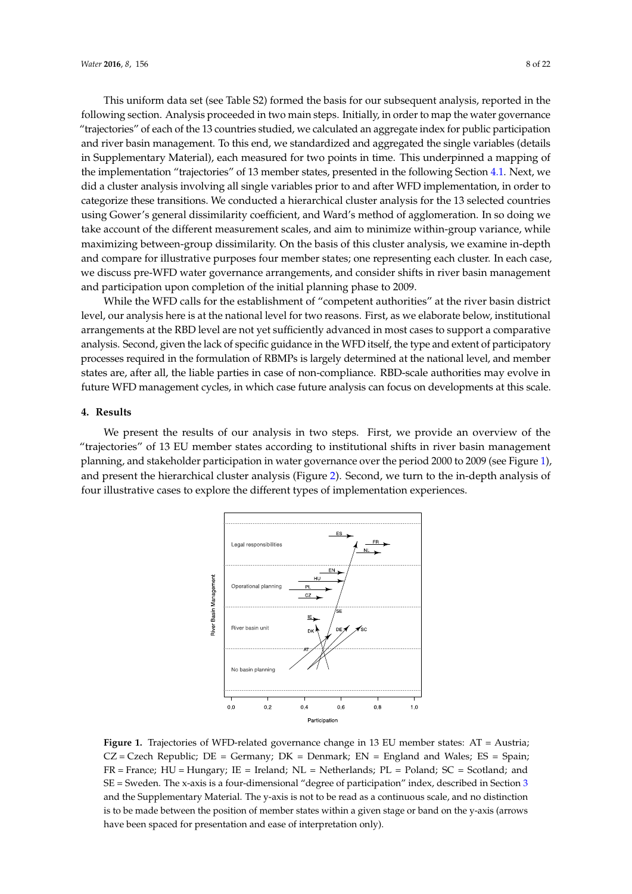This uniform data set (see Table S2) formed the basis for our subsequent analysis, reported in the following section. Analysis proceeded in two main steps. Initially, in order to map the water governance "trajectories" of each of the 13 countries studied, we calculated an aggregate index for public participation and river basin management. To this end, we standardized and aggregated the single variables (details in Supplementary Material), each measured for two points in time. This underpinned a mapping of the implementation "trajectories" of 13 member states, presented in the following Section 4.1. Next, we did a cluster analysis involving all single variables prior to and after WFD implementation, in order to categorize these transitions. We conducted a hierarchical cluster analysis for the 13 selected countries using Gower's general dissimilarity coefficient, and Ward's method of agglomeration. In so doing we take account of the different measurement scales, and aim to minimize within-group variance, while maximizing between-group dissimilarity. On the basis of this cluster analysis, we examine in-depth and compare for illustrative purposes four member states; one representing each cluster. In each case, we discuss pre-WFD water governance arrangements, and consider shifts in river basin management and participation upon completion of the initial planning phase to 2009.

While the WFD calls for the establishment of "competent authorities" at the river basin district level, our analysis here is at the national level for two reasons. First, as we elaborate below, institutional arrangements at the RBD level are not yet sufficiently advanced in most cases to support a comparative analysis. Second, given the lack of specific guidance in the WFD itself, the type and extent of participatory processes required in the formulation of RBMPs is largely determined at the national level, and member states are, after all, the liable parties in case of non-compliance. RBD-scale authorities may evolve in future WFD management cycles, in which case future analysis can focus on developments at this scale.

## 4. Results

We present the results of our analysis in two steps. First, we provide an overview of the "trajectories" of 13 EU member states according to institutional shifts in river basin management planning, and stakeholder participation in water governance over the period 2000 to 2009 (see Figure 1), and present the hierarchical cluster analysis (Figure 2). Second, we turn to the in-depth analysis of four illustrative cases to explore the different types of implementation experiences.

**Figure 1.** Trajectories of WFD-related governance change in 13 EU member states: AT = Austria; CZ = Czech Republic; DE = Germany; DK = Denmark; EN = England and Wales; ES = Spain; FR = France; HU = Hungary; IE = Ireland; NL = Netherlands; PL = Poland; SC = Scotland; and SE = Sweden. The x-axis is a four-dimensional "degree of participation" index, described in Section 3 and the Supplementary Material. The y-axis is not to be read as a continuous scale, and no distinction is to be made between the position of member states within a given stage or band on the y-axis (arrows have been spaced for presentation and ease of interpretation only).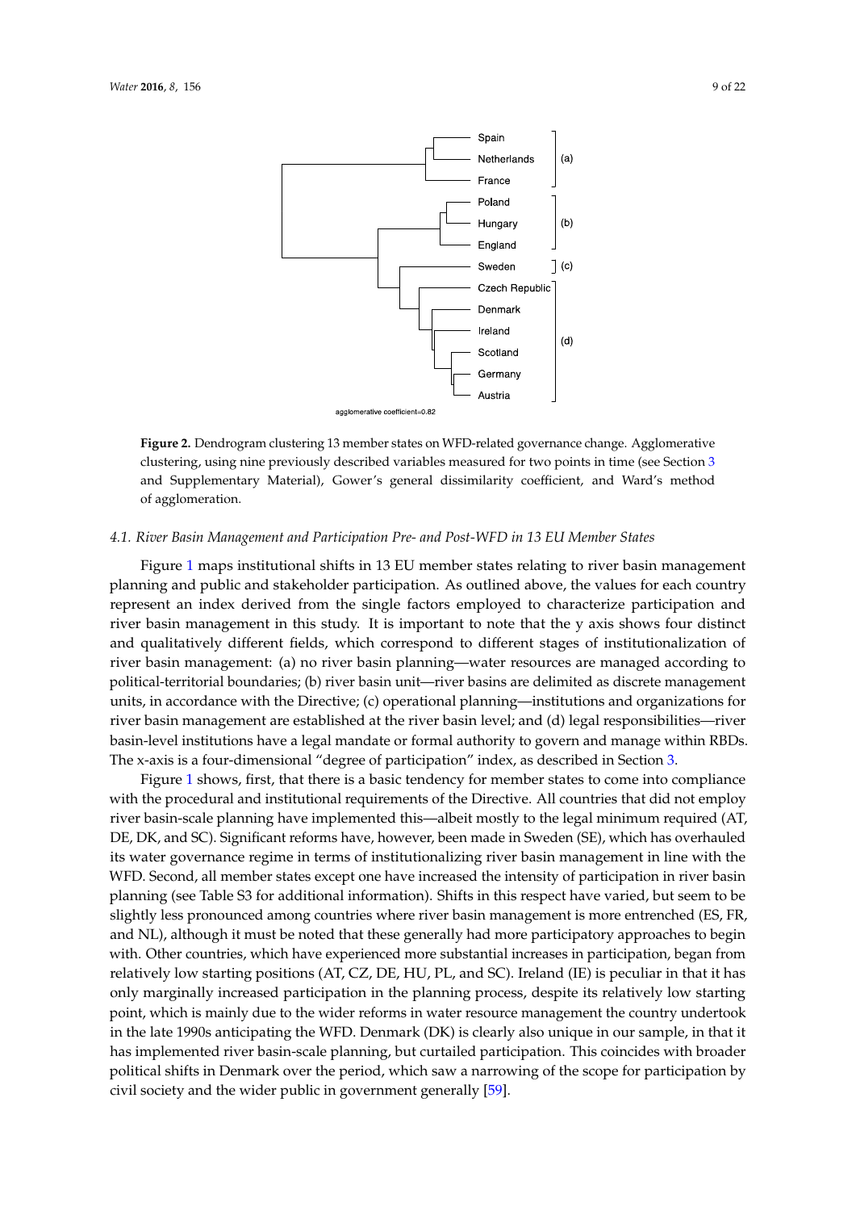**Figure 2.** Dendrogram clustering 13 member states on WFD-related governance change. Agglomerative clustering, using nine previously described variables measured for two points in time (see Section 3 and Supplementary Material), Gower's general dissimilarity coefficient, and Ward's method of agglomeration.

### *4.1. River Basin Management and Participation Pre- and Post-WFD in 13 EU Member States*

Figure 1 maps institutional shifts in 13 EU member states relating to river basin management planning and public and stakeholder participation. As outlined above, the values for each country represent an index derived from the single factors employed to characterize participation and river basin management in this study. It is important to note that the y axis shows four distinct and qualitatively different fields, which correspond to different stages of institutionalization of river basin management: (a) no river basin planning—water resources are managed according to political-territorial boundaries; (b) river basin unit—river basins are delimited as discrete management units, in accordance with the Directive; (c) operational planning—institutions and organizations for river basin management are established at the river basin level; and (d) legal responsibilities—river basin-level institutions have a legal mandate or formal authority to govern and manage within RBDs. The x-axis is a four-dimensional "degree of participation" index, as described in Section 3.

Figure 1 shows, first, that there is a basic tendency for member states to come into compliance with the procedural and institutional requirements of the Directive. All countries that did not employ river basin-scale planning have implemented this—albeit mostly to the legal minimum required (AT, DE, DK, and SC). Significant reforms have, however, been made in Sweden (SE), which has overhauled its water governance regime in terms of institutionalizing river basin management in line with the WFD. Second, all member states except one have increased the intensity of participation in river basin planning (see Table S3 for additional information). Shifts in this respect have varied, but seem to be slightly less pronounced among countries where river basin management is more entrenched (ES, FR, and NL), although it must be noted that these generally had more participatory approaches to begin with. Other countries, which have experienced more substantial increases in participation, began from relatively low starting positions (AT, CZ, DE, HU, PL, and SC). Ireland (IE) is peculiar in that it has only marginally increased participation in the planning process, despite its relatively low starting point, which is mainly due to the wider reforms in water resource management the country undertook in the late 1990s anticipating the WFD. Denmark (DK) is clearly also unique in our sample, in that it has implemented river basin-scale planning, but curtailed participation. This coincides with broader political shifts in Denmark over the period, which saw a narrowing of the scope for participation by civil society and the wider public in government generally [59].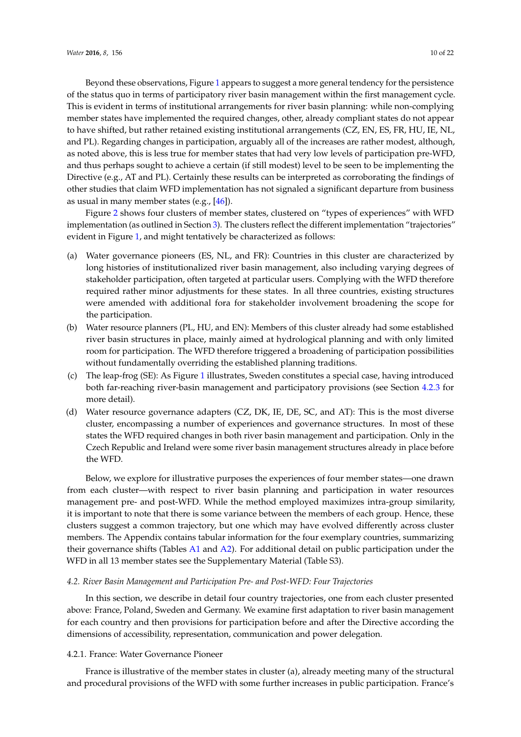Beyond these observations, Figure 1 appears to suggest a more general tendency for the persistence of the status quo in terms of participatory river basin management within the first management cycle. This is evident in terms of institutional arrangements for river basin planning: while non-complying member states have implemented the required changes, other, already compliant states do not appear to have shifted, but rather retained existing institutional arrangements (CZ, EN, ES, FR, HU, IE, NL, and PL). Regarding changes in participation, arguably all of the increases are rather modest, although, as noted above, this is less true for member states that had very low levels of participation pre-WFD, and thus perhaps sought to achieve a certain (if still modest) level to be seen to be implementing the Directive (e.g., AT and PL). Certainly these results can be interpreted as corroborating the findings of other studies that claim WFD implementation has not signaled a significant departure from business as usual in many member states (e.g., [46]).

Figure 2 shows four clusters of member states, clustered on "types of experiences" with WFD implementation (as outlined in Section 3). The clusters reflect the different implementation "trajectories" evident in Figure 1, and might tentatively be characterized as follows:

(a) Water governance pioneers (ES, NL, and FR): Countries in this cluster are characterized by long histories of institutionalized river basin management, also including varying degrees of stakeholder participation, often targeted at particular users. Complying with the WFD therefore required rather minor adjustments for these states. In all three countries, existing structures were amended with additional fora for stakeholder involvement broadening the scope for the participation.

(b) Water resource planners (PL, HU, and EN): Members of this cluster already had some established river basin structures in place, mainly aimed at hydrological planning and with only limited room for participation. The WFD therefore triggered a broadening of participation possibilities without fundamentally overriding the established planning traditions.

(c) The leap-frog (SE): As Figure 1 illustrates, Sweden constitutes a special case, having introduced both far-reaching river-basin management and participatory provisions (see Section 4.2.3 for more detail).

(d) Water resource governance adapters (CZ, DK, IE, DE, SC, and AT): This is the most diverse cluster, encompassing a number of experiences and governance structures. In most of these states the WFD required changes in both river basin management and participation. Only in the Czech Republic and Ireland were some river basin management structures already in place before the WFD.

Below, we explore for illustrative purposes the experiences of four member states—one drawn from each cluster—with respect to river basin planning and participation in water resources management pre- and post-WFD. While the method employed maximizes intra-group similarity, it is important to note that there is some variance between the members of each group. Hence, these clusters suggest a common trajectory, but one which may have evolved differently across cluster members. The Appendix contains tabular information for the four exemplary countries, summarizing their governance shifts (Tables A1 and A2). For additional detail on public participation under the WFD in all 13 member states see the Supplementary Material (Table S3).

### *4.2. River Basin Management and Participation Pre- and Post-WFD: Four Trajectories*

In this section, we describe in detail four country trajectories, one from each cluster presented above: France, Poland, Sweden and Germany. We examine first adaptation to river basin management for each country and then provisions for participation before and after the Directive according the dimensions of accessibility, representation, communication and power delegation.

#### 4.2.1. France: Water Governance Pioneer

France is illustrative of the member states in cluster (a), already meeting many of the structural and procedural provisions of the WFD with some further increases in public participation. France's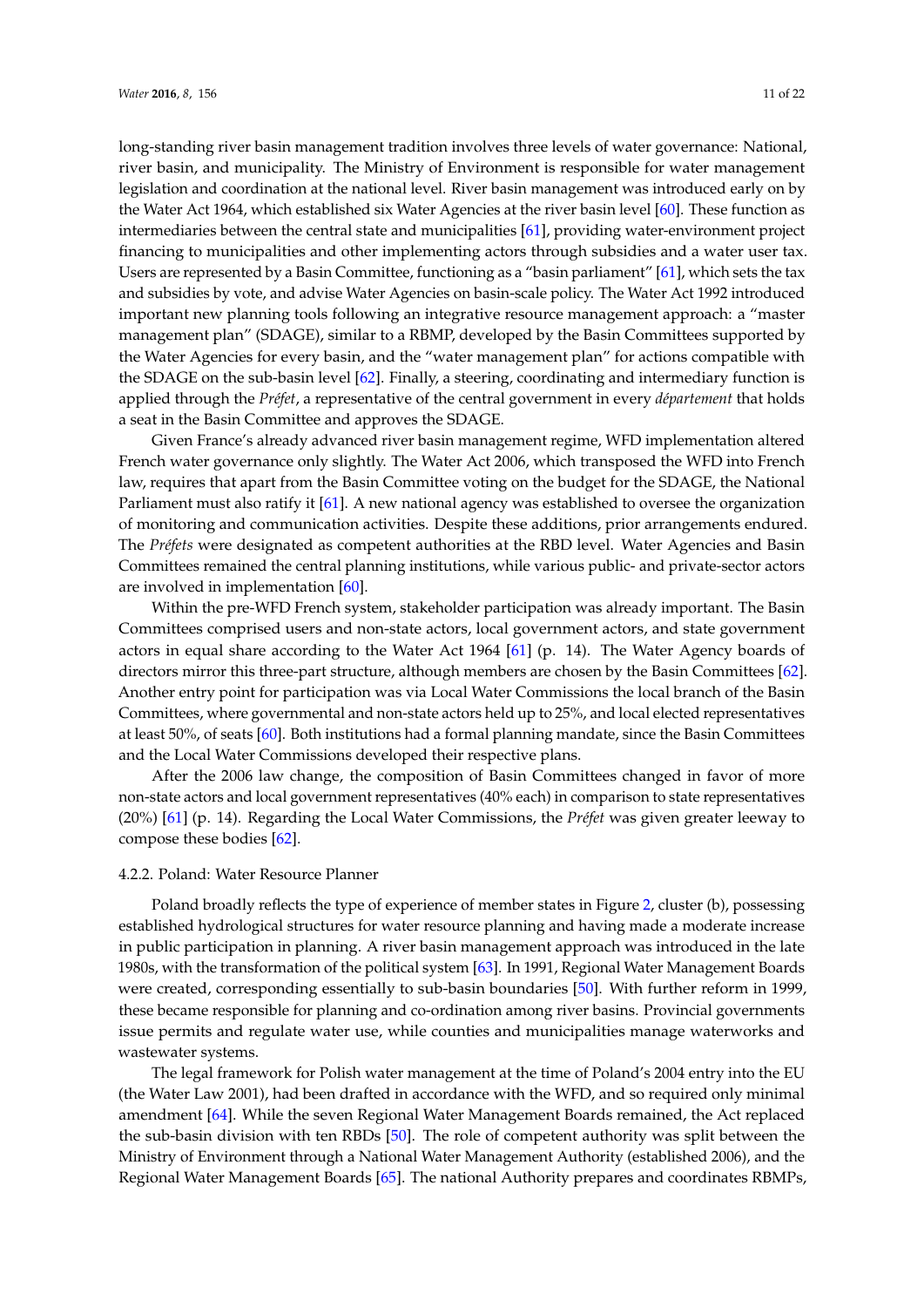long-standing river basin management tradition involves three levels of water governance: National, river basin, and municipality. The Ministry of Environment is responsible for water management legislation and coordination at the national level. River basin management was introduced early on by the Water Act 1964, which established six Water Agencies at the river basin level [60]. These function as intermediaries between the central state and municipalities [61], providing water-environment project financing to municipalities and other implementing actors through subsidies and a water user tax. Users are represented by a Basin Committee, functioning as a "basin parliament" [61], which sets the tax and subsidies by vote, and advise Water Agencies on basin-scale policy. The Water Act 1992 introduced important new planning tools following an integrative resource management approach: a "master management plan" (SDAGE), similar to a RBMP, developed by the Basin Committees supported by the Water Agencies for every basin, and the "water management plan" for actions compatible with the SDAGE on the sub-basin level [62]. Finally, a steering, coordinating and intermediary function is applied through the *Préfet*, a representative of the central government in every *département* that holds a seat in the Basin Committee and approves the SDAGE.

Given France's already advanced river basin management regime, WFD implementation altered French water governance only slightly. The Water Act 2006, which transposed the WFD into French law, requires that apart from the Basin Committee voting on the budget for the SDAGE, the National Parliament must also ratify it [61]. A new national agency was established to oversee the organization of monitoring and communication activities. Despite these additions, prior arrangements endured. The *Préfets* were designated as competent authorities at the RBD level. Water Agencies and Basin Committees remained the central planning institutions, while various public- and private-sector actors are involved in implementation [60].

Within the pre-WFD French system, stakeholder participation was already important. The Basin Committees comprised users and non-state actors, local government actors, and state government actors in equal share according to the Water Act 1964 [61] (p. 14). The Water Agency boards of directors mirror this three-part structure, although members are chosen by the Basin Committees [62]. Another entry point for participation was via Local Water Commissions the local branch of the Basin Committees, where governmental and non-state actors held up to 25%, and local elected representatives at least 50%, of seats [60]. Both institutions had a formal planning mandate, since the Basin Committees and the Local Water Commissions developed their respective plans.

After the 2006 law change, the composition of Basin Committees changed in favor of more non-state actors and local government representatives (40% each) in comparison to state representatives (20%) [61] (p. 14). Regarding the Local Water Commissions, the *Préfet* was given greater leeway to compose these bodies [62].

#### 4.2.2. Poland: Water Resource Planner

Poland broadly reflects the type of experience of member states in Figure 2, cluster (b), possessing established hydrological structures for water resource planning and having made a moderate increase in public participation in planning. A river basin management approach was introduced in the late 1980s, with the transformation of the political system [63]. In 1991, Regional Water Management Boards were created, corresponding essentially to sub-basin boundaries [50]. With further reform in 1999, these became responsible for planning and co-ordination among river basins. Provincial governments issue permits and regulate water use, while counties and municipalities manage waterworks and wastewater systems.

The legal framework for Polish water management at the time of Poland's 2004 entry into the EU (the Water Law 2001), had been drafted in accordance with the WFD, and so required only minimal amendment [64]. While the seven Regional Water Management Boards remained, the Act replaced the sub-basin division with ten RBDs [50]. The role of competent authority was split between the Ministry of Environment through a National Water Management Authority (established 2006), and the Regional Water Management Boards [65]. The national Authority prepares and coordinates RBMPs,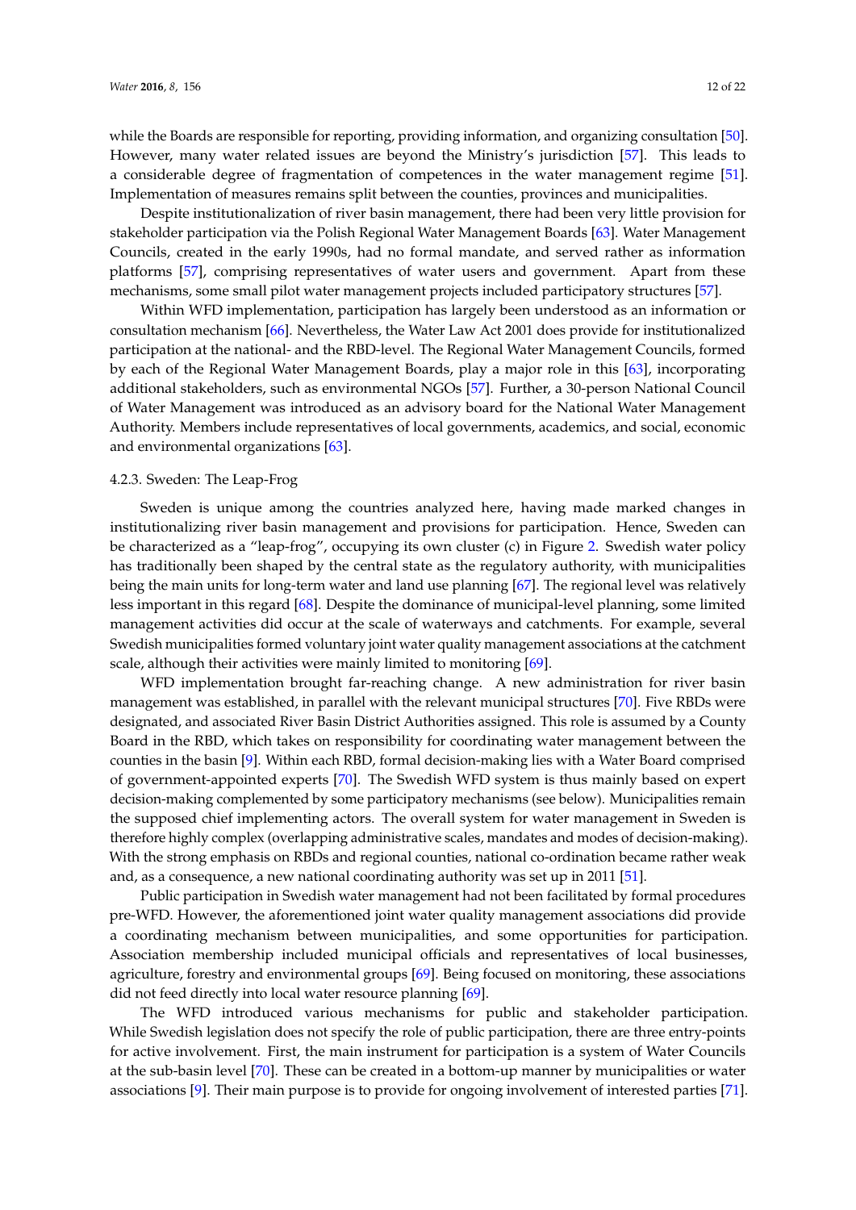while the Boards are responsible for reporting, providing information, and organizing consultation [50]. However, many water related issues are beyond the Ministry's jurisdiction [57]. This leads to a considerable degree of fragmentation of competences in the water management regime [51]. Implementation of measures remains split between the counties, provinces and municipalities.

Despite institutionalization of river basin management, there had been very little provision for stakeholder participation via the Polish Regional Water Management Boards [63]. Water Management Councils, created in the early 1990s, had no formal mandate, and served rather as information platforms [57], comprising representatives of water users and government. Apart from these mechanisms, some small pilot water management projects included participatory structures [57].

Within WFD implementation, participation has largely been understood as an information or consultation mechanism [66]. Nevertheless, the Water Law Act 2001 does provide for institutionalized participation at the national- and the RBD-level. The Regional Water Management Councils, formed by each of the Regional Water Management Boards, play a major role in this [63], incorporating additional stakeholders, such as environmental NGOs [57]. Further, a 30-person National Council of Water Management was introduced as an advisory board for the National Water Management Authority. Members include representatives of local governments, academics, and social, economic and environmental organizations [63].

#### 4.2.3. Sweden: The Leap-Frog

Sweden is unique among the countries analyzed here, having made marked changes in institutionalizing river basin management and provisions for participation. Hence, Sweden can be characterized as a "leap-frog", occupying its own cluster (c) in Figure 2. Swedish water policy has traditionally been shaped by the central state as the regulatory authority, with municipalities being the main units for long-term water and land use planning [67]. The regional level was relatively less important in this regard [68]. Despite the dominance of municipal-level planning, some limited management activities did occur at the scale of waterways and catchments. For example, several Swedish municipalities formed voluntary joint water quality management associations at the catchment scale, although their activities were mainly limited to monitoring [69].

WFD implementation brought far-reaching change. A new administration for river basin management was established, in parallel with the relevant municipal structures [70]. Five RBDs were designated, and associated River Basin District Authorities assigned. This role is assumed by a County Board in the RBD, which takes on responsibility for coordinating water management between the counties in the basin [9]. Within each RBD, formal decision-making lies with a Water Board comprised of government-appointed experts [70]. The Swedish WFD system is thus mainly based on expert decision-making complemented by some participatory mechanisms (see below). Municipalities remain the supposed chief implementing actors. The overall system for water management in Sweden is therefore highly complex (overlapping administrative scales, mandates and modes of decision-making). With the strong emphasis on RBDs and regional counties, national co-ordination became rather weak and, as a consequence, a new national coordinating authority was set up in 2011 [51].

Public participation in Swedish water management had not been facilitated by formal procedures pre-WFD. However, the aforementioned joint water quality management associations did provide a coordinating mechanism between municipalities, and some opportunities for participation. Association membership included municipal officials and representatives of local businesses, agriculture, forestry and environmental groups [69]. Being focused on monitoring, these associations did not feed directly into local water resource planning [69].

The WFD introduced various mechanisms for public and stakeholder participation. While Swedish legislation does not specify the role of public participation, there are three entry-points for active involvement. First, the main instrument for participation is a system of Water Councils at the sub-basin level [70]. These can be created in a bottom-up manner by municipalities or water associations [9]. Their main purpose is to provide for ongoing involvement of interested parties [71].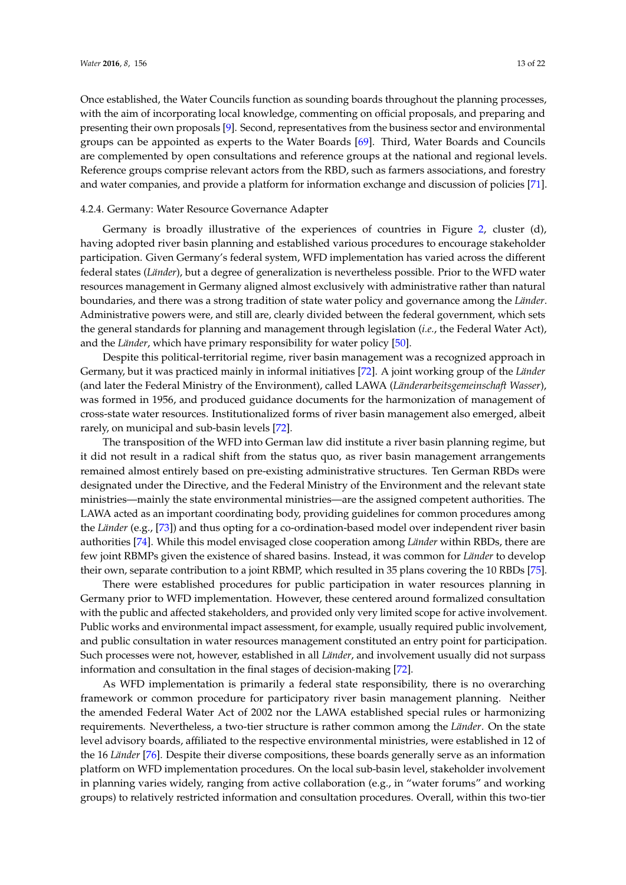Once established, the Water Councils function as sounding boards throughout the planning processes, with the aim of incorporating local knowledge, commenting on official proposals, and preparing and presenting their own proposals [9]. Second, representatives from the business sector and environmental groups can be appointed as experts to the Water Boards [69]. Third, Water Boards and Councils are complemented by open consultations and reference groups at the national and regional levels. Reference groups comprise relevant actors from the RBD, such as farmers associations, and forestry and water companies, and provide a platform for information exchange and discussion of policies [71].

#### 4.2.4. Germany: Water Resource Governance Adapter

Germany is broadly illustrative of the experiences of countries in Figure 2, cluster (d), having adopted river basin planning and established various procedures to encourage stakeholder participation. Given Germany's federal system, WFD implementation has varied across the different federal states (*Länder*), but a degree of generalization is nevertheless possible. Prior to the WFD water resources management in Germany aligned almost exclusively with administrative rather than natural boundaries, and there was a strong tradition of state water policy and governance among the *Länder*. Administrative powers were, and still are, clearly divided between the federal government, which sets the general standards for planning and management through legislation (*i.e.*, the Federal Water Act), and the *Länder*, which have primary responsibility for water policy [50].

Despite this political-territorial regime, river basin management was a recognized approach in Germany, but it was practiced mainly in informal initiatives [72]. A joint working group of the *Länder* (and later the Federal Ministry of the Environment), called LAWA (*Länderarbeitsgemeinschaft Wasser*), was formed in 1956, and produced guidance documents for the harmonization of management of cross-state water resources. Institutionalized forms of river basin management also emerged, albeit rarely, on municipal and sub-basin levels [72].

The transposition of the WFD into German law did institute a river basin planning regime, but it did not result in a radical shift from the status quo, as river basin management arrangements remained almost entirely based on pre-existing administrative structures. Ten German RBDs were designated under the Directive, and the Federal Ministry of the Environment and the relevant state ministries—mainly the state environmental ministries—are the assigned competent authorities. The LAWA acted as an important coordinating body, providing guidelines for common procedures among the *Länder* (e.g., [73]) and thus opting for a co-ordination-based model over independent river basin authorities [74]. While this model envisaged close cooperation among *Länder* within RBDs, there are few joint RBMPs given the existence of shared basins. Instead, it was common for *Länder* to develop their own, separate contribution to a joint RBMP, which resulted in 35 plans covering the 10 RBDs [75].

There were established procedures for public participation in water resources planning in Germany prior to WFD implementation. However, these centered around formalized consultation with the public and affected stakeholders, and provided only very limited scope for active involvement. Public works and environmental impact assessment, for example, usually required public involvement, and public consultation in water resources management constituted an entry point for participation. Such processes were not, however, established in all *Länder*, and involvement usually did not surpass information and consultation in the final stages of decision-making [72].

As WFD implementation is primarily a federal state responsibility, there is no overarching framework or common procedure for participatory river basin management planning. Neither the amended Federal Water Act of 2002 nor the LAWA established special rules or harmonizing requirements. Nevertheless, a two-tier structure is rather common among the *Länder*. On the state level advisory boards, affiliated to the respective environmental ministries, were established in 12 of the 16 *Länder* [76]. Despite their diverse compositions, these boards generally serve as an information platform on WFD implementation procedures. On the local sub-basin level, stakeholder involvement in planning varies widely, ranging from active collaboration (e.g., in "water forums" and working groups) to relatively restricted information and consultation procedures. Overall, within this two-tier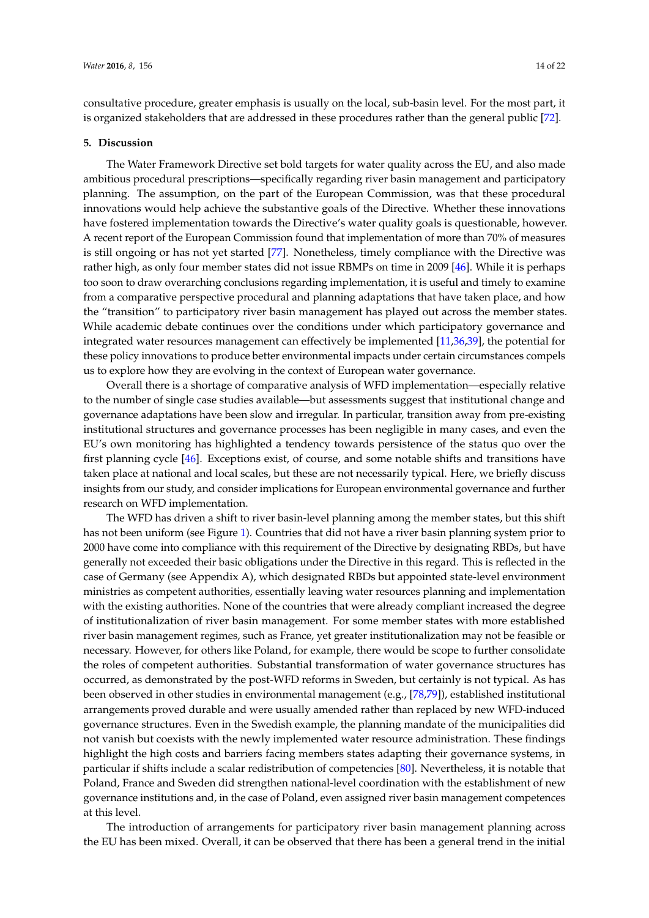consultative procedure, greater emphasis is usually on the local, sub-basin level. For the most part, it is organized stakeholders that are addressed in these procedures rather than the general public [72].

## 5. Discussion

The Water Framework Directive set bold targets for water quality across the EU, and also made ambitious procedural prescriptions—specifically regarding river basin management and participatory planning. The assumption, on the part of the European Commission, was that these procedural innovations would help achieve the substantive goals of the Directive. Whether these innovations have fostered implementation towards the Directive's water quality goals is questionable, however. A recent report of the European Commission found that implementation of more than 70% of measures is still ongoing or has not yet started [77]. Nonetheless, timely compliance with the Directive was rather high, as only four member states did not issue RBMPs on time in 2009 [46]. While it is perhaps too soon to draw overarching conclusions regarding implementation, it is useful and timely to examine from a comparative perspective procedural and planning adaptations that have taken place, and how the "transition" to participatory river basin management has played out across the member states. While academic debate continues over the conditions under which participatory governance and integrated water resources management can effectively be implemented [11,36,39], the potential for these policy innovations to produce better environmental impacts under certain circumstances compels us to explore how they are evolving in the context of European water governance.

Overall there is a shortage of comparative analysis of WFD implementation—especially relative to the number of single case studies available—but assessments suggest that institutional change and governance adaptations have been slow and irregular. In particular, transition away from pre-existing institutional structures and governance processes has been negligible in many cases, and even the EU's own monitoring has highlighted a tendency towards persistence of the status quo over the first planning cycle [46]. Exceptions exist, of course, and some notable shifts and transitions have taken place at national and local scales, but these are not necessarily typical. Here, we briefly discuss insights from our study, and consider implications for European environmental governance and further research on WFD implementation.

The WFD has driven a shift to river basin-level planning among the member states, but this shift has not been uniform (see Figure 1). Countries that did not have a river basin planning system prior to 2000 have come into compliance with this requirement of the Directive by designating RBDs, but have generally not exceeded their basic obligations under the Directive in this regard. This is reflected in the case of Germany (see Appendix A), which designated RBDs but appointed state-level environment ministries as competent authorities, essentially leaving water resources planning and implementation with the existing authorities. None of the countries that were already compliant increased the degree of institutionalization of river basin management. For some member states with more established river basin management regimes, such as France, yet greater institutionalization may not be feasible or necessary. However, for others like Poland, for example, there would be scope to further consolidate the roles of competent authorities. Substantial transformation of water governance structures has occurred, as demonstrated by the post-WFD reforms in Sweden, but certainly is not typical. As has been observed in other studies in environmental management (e.g., [78,79]), established institutional arrangements proved durable and were usually amended rather than replaced by new WFD-induced governance structures. Even in the Swedish example, the planning mandate of the municipalities did not vanish but coexists with the newly implemented water resource administration. These findings highlight the high costs and barriers facing members states adapting their governance systems, in particular if shifts include a scalar redistribution of competencies [80]. Nevertheless, it is notable that Poland, France and Sweden did strengthen national-level coordination with the establishment of new governance institutions and, in the case of Poland, even assigned river basin management competences at this level.

The introduction of arrangements for participatory river basin management planning across the EU has been mixed. Overall, it can be observed that there has been a general trend in the initial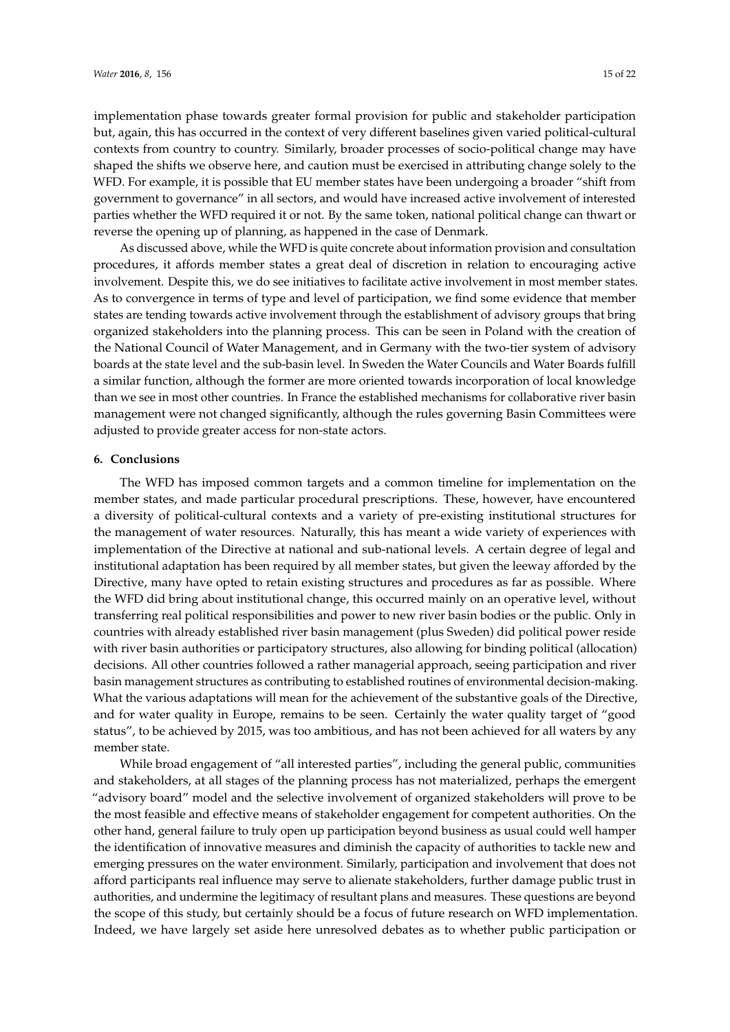implementation phase towards greater formal provision for public and stakeholder participation but, again, this has occurred in the context of very different baselines given varied political-cultural contexts from country to country. Similarly, broader processes of socio-political change may have shaped the shifts we observe here, and caution must be exercised in attributing change solely to the WFD. For example, it is possible that EU member states have been undergoing a broader "shift from government to governance" in all sectors, and would have increased active involvement of interested parties whether the WFD required it or not. By the same token, national political change can thwart or reverse the opening up of planning, as happened in the case of Denmark.

As discussed above, while the WFD is quite concrete about information provision and consultation procedures, it affords member states a great deal of discretion in relation to encouraging active involvement. Despite this, we do see initiatives to facilitate active involvement in most member states. As to convergence in terms of type and level of participation, we find some evidence that member states are tending towards active involvement through the establishment of advisory groups that bring organized stakeholders into the planning process. This can be seen in Poland with the creation of the National Council of Water Management, and in Germany with the two-tier system of advisory boards at the state level and the sub-basin level. In Sweden the Water Councils and Water Boards fulfill a similar function, although the former are more oriented towards incorporation of local knowledge than we see in most other countries. In France the established mechanisms for collaborative river basin management were not changed significantly, although the rules governing Basin Committees were adjusted to provide greater access for non-state actors.

## 6. Conclusions

The WFD has imposed common targets and a common timeline for implementation on the member states, and made particular procedural prescriptions. These, however, have encountered a diversity of political-cultural contexts and a variety of pre-existing institutional structures for the management of water resources. Naturally, this has meant a wide variety of experiences with implementation of the Directive at national and sub-national levels. A certain degree of legal and institutional adaptation has been required by all member states, but given the leeway afforded by the Directive, many have opted to retain existing structures and procedures as far as possible. Where the WFD did bring about institutional change, this occurred mainly on an operative level, without transferring real political responsibilities and power to new river basin bodies or the public. Only in countries with already established river basin management (plus Sweden) did political power reside with river basin authorities or participatory structures, also allowing for binding political (allocation) decisions. All other countries followed a rather managerial approach, seeing participation and river basin management structures as contributing to established routines of environmental decision-making. What the various adaptations will mean for the achievement of the substantive goals of the Directive, and for water quality in Europe, remains to be seen. Certainly the water quality target of "good status", to be achieved by 2015, was too ambitious, and has not been achieved for all waters by any member state.

While broad engagement of "all interested parties", including the general public, communities and stakeholders, at all stages of the planning process has not materialized, perhaps the emergent "advisory board" model and the selective involvement of organized stakeholders will prove to be the most feasible and effective means of stakeholder engagement for competent authorities. On the other hand, general failure to truly open up participation beyond business as usual could well hamper the identification of innovative measures and diminish the capacity of authorities to tackle new and emerging pressures on the water environment. Similarly, participation and involvement that does not afford participants real influence may serve to alienate stakeholders, further damage public trust in authorities, and undermine the legitimacy of resultant plans and measures. These questions are beyond the scope of this study, but certainly should be a focus of future research on WFD implementation. Indeed, we have largely set aside here unresolved debates as to whether public participation or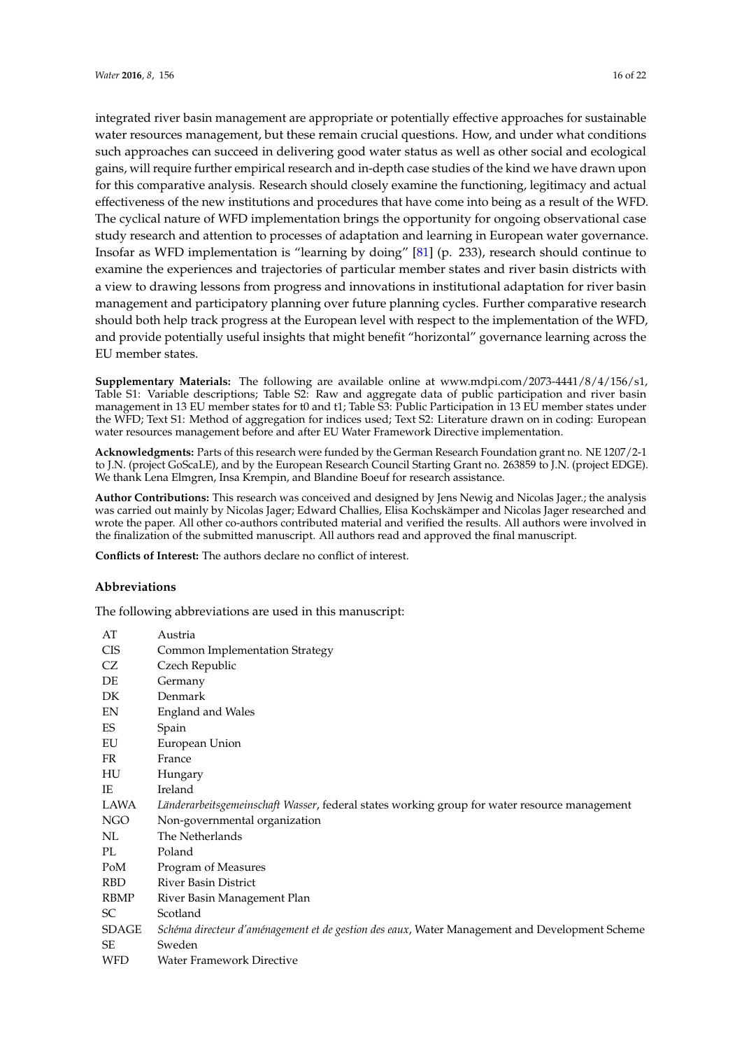integrated river basin management are appropriate or potentially effective approaches for sustainable water resources management, but these remain crucial questions. How, and under what conditions such approaches can succeed in delivering good water status as well as other social and ecological gains, will require further empirical research and in-depth case studies of the kind we have drawn upon for this comparative analysis. Research should closely examine the functioning, legitimacy and actual effectiveness of the new institutions and procedures that have come into being as a result of the WFD. The cyclical nature of WFD implementation brings the opportunity for ongoing observational case study research and attention to processes of adaptation and learning in European water governance. Insofar as WFD implementation is "learning by doing" [81] (p. 233), research should continue to examine the experiences and trajectories of particular member states and river basin districts with a view to drawing lessons from progress and innovations in institutional adaptation for river basin management and participatory planning over future planning cycles. Further comparative research should both help track progress at the European level with respect to the implementation of the WFD, and provide potentially useful insights that might benefit "horizontal" governance learning across the EU member states.

**Supplementary Materials:** The following are available online at www.mdpi.com/2073-4441/8/4/156/s1, Table S1: Variable descriptions; Table S2: Raw and aggregate data of public participation and river basin management in 13 EU member states for t0 and t1; Table S3: Public Participation in 13 EU member states under the WFD; Text S1: Method of aggregation for indices used; Text S2: Literature drawn on in coding: European water resources management before and after EU Water Framework Directive implementation.

**Acknowledgments:** Parts of this research were funded by the German Research Foundation grant no. NE 1207/2-1 to J.N. (project GoScaLE), and by the European Research Council Starting Grant no. 263859 to J.N. (project EDGE). We thank Lena Elmgren, Insa Krempin, and Blandine Boeuf for research assistance.

**Author Contributions:** This research was conceived and designed by Jens Newig and Nicolas Jager.; the analysis was carried out mainly by Nicolas Jager; Edward Challies, Elisa Kochskämper and Nicolas Jager researched and wrote the paper. All other co-authors contributed material and verified the results. All authors were involved in the finalization of the submitted manuscript. All authors read and approved the final manuscript.

**Conflicts of Interest:** The authors declare no conflict of interest.

## Abbreviations

The following abbreviations are used in this manuscript:

| | |
|---|---|
| AT | Austria |
| CIS | Common Implementation Strategy |
| CZ | Czech Republic |
| DE | Germany |
| DK | Denmark |
| EN | England and Wales |
| ES | Spain |
| EU | European Union |
| FR | France |
| HU | Hungary |
| IE | Ireland |
| LAWA | *Länderarbeitsgemeinschaft Wasser*, federal states working group for water resource management |
| NGO | Non-governmental organization |
| NL | The Netherlands |
| PL | Poland |
| PoM | Program of Measures |
| RBD | River Basin District |
| RBMP | River Basin Management Plan |
| SC | Scotland |
| SDAGE | *Schéma directeur d'aménagement et de gestion des eaux*, Water Management and Development Scheme |
| SE | Sweden |
| WFD | Water Framework Directive |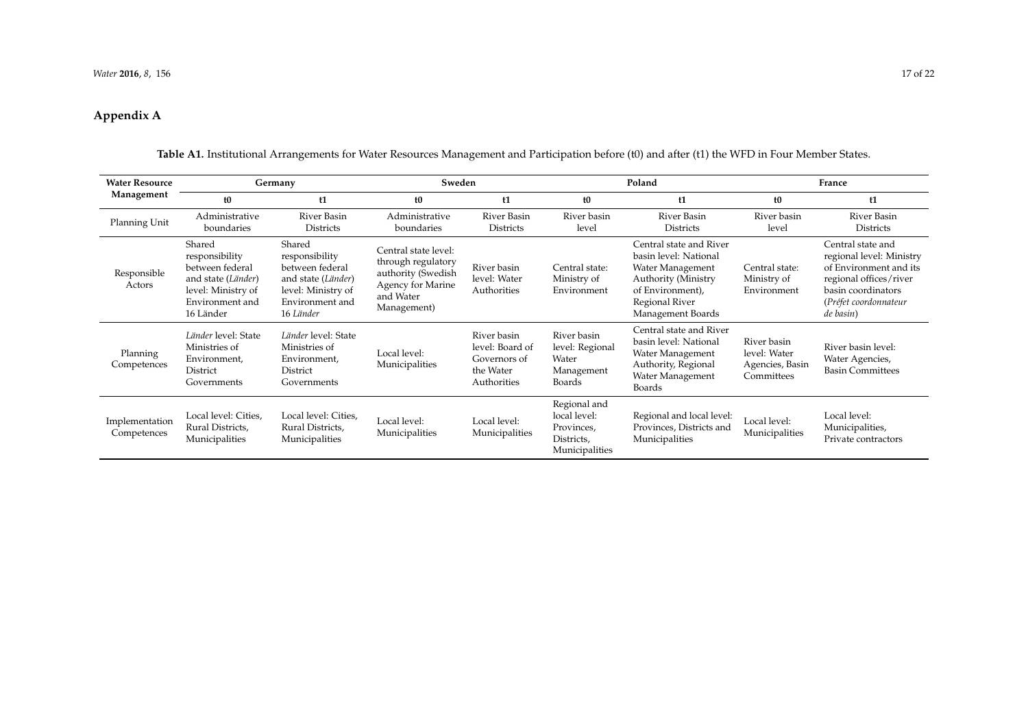# Appendix A

**Table A1.** Institutional Arrangements for Water Resources Management and Participation before (t0) and after (t1) the WFD in Four Member States.

| Water Resource Management | Germany | | Sweden | | Poland | | France | |
|---|---|---|---|---|---|---|---|---|
| | t0 | t1 | t0 | t1 | t0 | t1 | t0 | t1 |
| Planning Unit | Administrative boundaries | River Basin Districts | Administrative boundaries | River Basin Districts | River basin level | River Basin Districts | River basin level | River Basin Districts |
| Responsible Actors | Shared responsibility between federal and state (*Länder*) level: Ministry of Environment and 16 Länder | Shared responsibility between federal and state (*Länder*) level: Ministry of Environment and 16 *Länder* | Central state level: through regulatory authority (Swedish Agency for Marine and Water Management) | River basin level: Water Authorities | Central state: Ministry of Environment | Central state and River basin level: National Water Management Authority (Ministry of Environment), Regional River Management Boards | Central state: Ministry of Environment | Central state and regional level: Ministry of Environment and its regional offices/river basin coordinators (*Préfet coordonnateur de basin*) |
| Planning Competences | *Länder* level: State Ministries of Environment, District Governments | *Länder* level: State Ministries of Environment, District Governments | Local level: Municipalities | River basin level: Board of Governors of the Water Authorities | River basin level: Regional Water Management Boards | Central state and River basin level: National Water Management Authority, Regional Water Management Boards | River basin level: Water Agencies, Basin Committees | River basin level: Water Agencies, Basin Committees |
| Implementation Competences | Local level: Cities, Rural Districts, Municipalities | Local level: Cities, Rural Districts, Municipalities | Local level: Municipalities | Local level: Municipalities | Regional and local level: Provinces, Districts, Municipalities | Regional and local level: Provinces, Districts and Municipalities | Local level: Municipalities | Local level: Municipalities, Private contractors |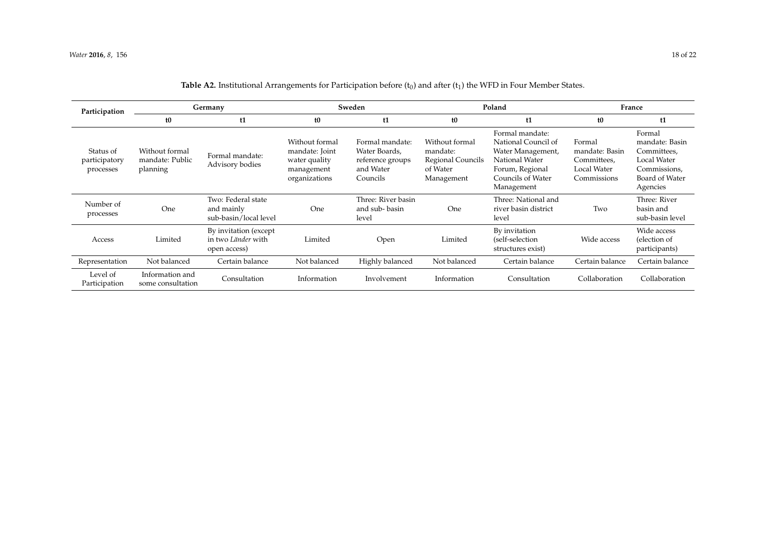**Table A2.** Institutional Arrangements for Participation before ($t_0$) and after ($t_1$) the WFD in Four Member States.

| Participation | Germany | | Sweden | | Poland | | France | |
|---|---|---|---|---|---|---|---|---|
| | t0 | t1 | t0 | t1 | t0 | t1 | t0 | t1 |
| Status of participatory processes | Without formal mandate: Public planning | Formal mandate: Advisory bodies | Without formal mandate: Joint water quality management organizations | Formal mandate: Water Boards, reference groups and Water Councils | Without formal mandate: Regional Councils of Water Management | Formal mandate: National Council of Water Management, National Water Forum, Regional Councils of Water Management | Formal mandate: Basin Committees, Local Water Commissions | Formal mandate: Basin Committees, Local Water Commissions, Board of Water Agencies |
| Number of processes | One | Two: Federal state and mainly sub-basin/local level | One | Three: River basin and sub- basin level | One | Three: National and river basin district level | Two | Three: River basin and sub-basin level |
| Access | Limited | By invitation (except in two *Länder* with open access) | Limited | Open | Limited | By invitation (self-selection structures exist) | Wide access | Wide access (election of participants) |
| Representation | Not balanced | Certain balance | Not balanced | Highly balanced | Not balanced | Certain balance | Certain balance | Certain balance |
| Level of Participation | Information and some consultation | Consultation | Information | Involvement | Information | Consultation | Collaboration | Collaboration |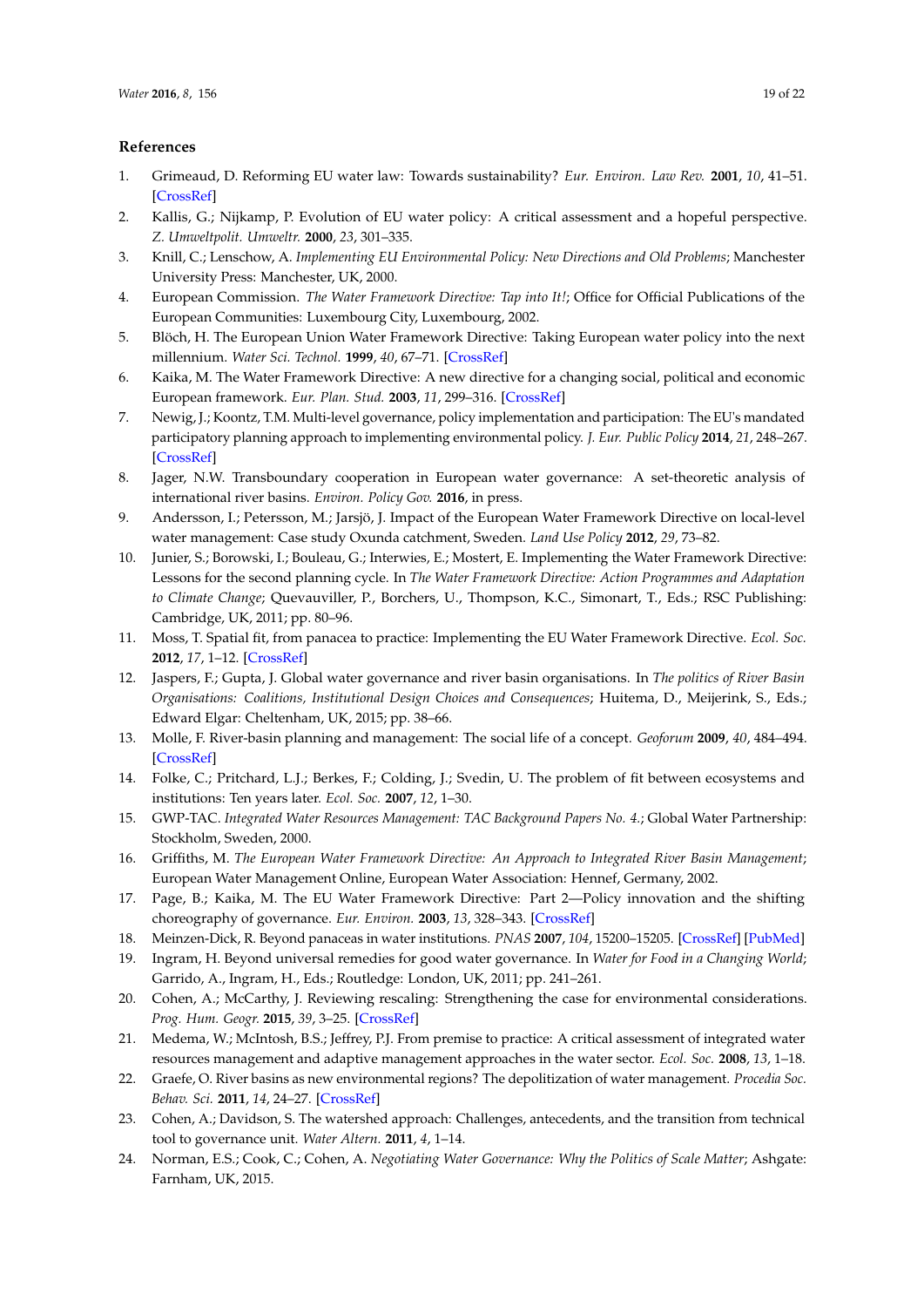## References

1. Grimeaud, D. Reforming EU water law: Towards sustainability? *Eur. Environ. Law Rev.* **2001**, *10*, 41–51. [CrossRef]
2. Kallis, G.; Nijkamp, P. Evolution of EU water policy: A critical assessment and a hopeful perspective. *Z. Umweltpolit. Umweltr.* **2000**, *23*, 301–335.
3. Knill, C.; Lenschow, A. *Implementing EU Environmental Policy: New Directions and Old Problems*; Manchester University Press: Manchester, UK, 2000.
4. European Commission. *The Water Framework Directive: Tap into It!*; Office for Official Publications of the European Communities: Luxembourg City, Luxembourg, 2002.
5. Blöch, H. The European Union Water Framework Directive: Taking European water policy into the next millennium. *Water Sci. Technol.* **1999**, *40*, 67–71. [CrossRef]
6. Kaika, M. The Water Framework Directive: A new directive for a changing social, political and economic European framework. *Eur. Plan. Stud.* **2003**, *11*, 299–316. [CrossRef]
7. Newig, J.; Koontz, T.M. Multi-level governance, policy implementation and participation: The EU's mandated participatory planning approach to implementing environmental policy. *J. Eur. Public Policy* **2014**, *21*, 248–267. [CrossRef]
8. Jager, N.W. Transboundary cooperation in European water governance: A set-theoretic analysis of international river basins. *Environ. Policy Gov.* **2016**, in press.
9. Andersson, I.; Petersson, M.; Jarsjö, J. Impact of the European Water Framework Directive on local-level water management: Case study Oxunda catchment, Sweden. *Land Use Policy* **2012**, *29*, 73–82.
10. Junier, S.; Borowski, I.; Bouleau, G.; Interwies, E.; Mostert, E. Implementing the Water Framework Directive: Lessons for the second planning cycle. In *The Water Framework Directive: Action Programmes and Adaptation to Climate Change*; Quevauviller, P., Borchers, U., Thompson, K.C., Simonart, T., Eds.; RSC Publishing: Cambridge, UK, 2011; pp. 80–96.
11. Moss, T. Spatial fit, from panacea to practice: Implementing the EU Water Framework Directive. *Ecol. Soc.* **2012**, *17*, 1–12. [CrossRef]
12. Jaspers, F.; Gupta, J. Global water governance and river basin organisations. In *The politics of River Basin Organisations: Coalitions, Institutional Design Choices and Consequences*; Huitema, D., Meijerink, S., Eds.; Edward Elgar: Cheltenham, UK, 2015; pp. 38–66.
13. Molle, F. River-basin planning and management: The social life of a concept. *Geoforum* **2009**, *40*, 484–494. [CrossRef]
14. Folke, C.; Pritchard, L.J.; Berkes, F.; Colding, J.; Svedin, U. The problem of fit between ecosystems and institutions: Ten years later. *Ecol. Soc.* **2007**, *12*, 1–30.
15. GWP-TAC. *Integrated Water Resources Management: TAC Background Papers No. 4.*; Global Water Partnership: Stockholm, Sweden, 2000.
16. Griffiths, M. *The European Water Framework Directive: An Approach to Integrated River Basin Management*; European Water Management Online, European Water Association: Hennef, Germany, 2002.
17. Page, B.; Kaika, M. The EU Water Framework Directive: Part 2—Policy innovation and the shifting choreography of governance. *Eur. Environ.* **2003**, *13*, 328–343. [CrossRef]
18. Meinzen-Dick, R. Beyond panaceas in water institutions. *PNAS* **2007**, *104*, 15200–15205. [CrossRef] [PubMed]
19. Ingram, H. Beyond universal remedies for good water governance. In *Water for Food in a Changing World*; Garrido, A., Ingram, H., Eds.; Routledge: London, UK, 2011; pp. 241–261.
20. Cohen, A.; McCarthy, J. Reviewing rescaling: Strengthening the case for environmental considerations. *Prog. Hum. Geogr.* **2015**, *39*, 3–25. [CrossRef]
21. Medema, W.; McIntosh, B.S.; Jeffrey, P.J. From premise to practice: A critical assessment of integrated water resources management and adaptive management approaches in the water sector. *Ecol. Soc.* **2008**, *13*, 1–18.
22. Graefe, O. River basins as new environmental regions? The depolitization of water management. *Procedia Soc. Behav. Sci.* **2011**, *14*, 24–27. [CrossRef]
23. Cohen, A.; Davidson, S. The watershed approach: Challenges, antecedents, and the transition from technical tool to governance unit. *Water Altern.* **2011**, *4*, 1–14.
24. Norman, E.S.; Cook, C.; Cohen, A. *Negotiating Water Governance: Why the Politics of Scale Matter*; Ashgate: Farnham, UK, 2015.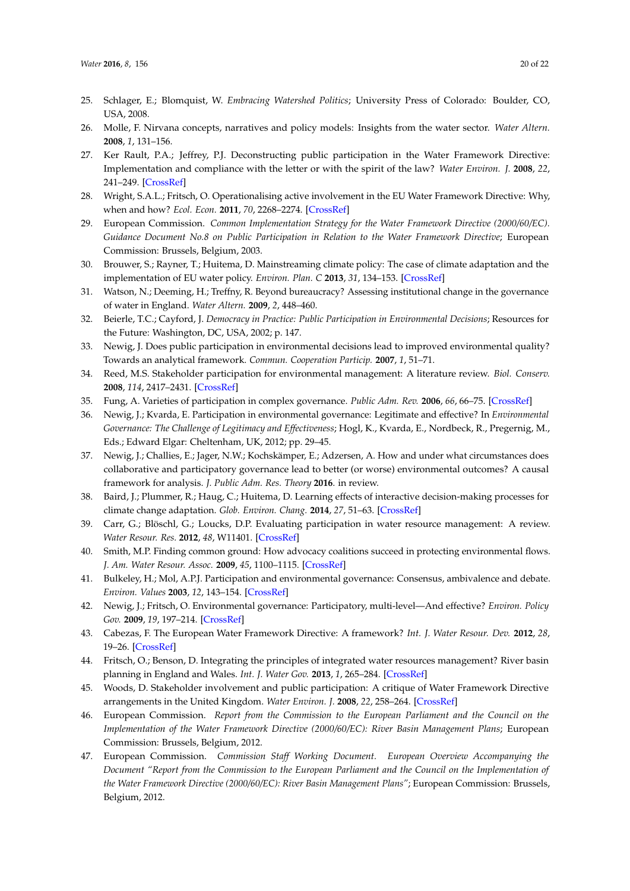25. Schlager, E.; Blomquist, W. *Embracing Watershed Politics*; University Press of Colorado: Boulder, CO, USA, 2008.
26. Molle, F. Nirvana concepts, narratives and policy models: Insights from the water sector. *Water Altern.* **2008**, *1*, 131–156.
27. Ker Rault, P.A.; Jeffrey, P.J. Deconstructing public participation in the Water Framework Directive: Implementation and compliance with the letter or with the spirit of the law? *Water Environ. J.* **2008**, *22*, 241–249. [CrossRef]
28. Wright, S.A.L.; Fritsch, O. Operationalising active involvement in the EU Water Framework Directive: Why, when and how? *Ecol. Econ.* **2011**, *70*, 2268–2274. [CrossRef]
29. European Commission. *Common Implementation Strategy for the Water Framework Directive (2000/60/EC). Guidance Document No.8 on Public Participation in Relation to the Water Framework Directive*; European Commission: Brussels, Belgium, 2003.
30. Brouwer, S.; Rayner, T.; Huitema, D. Mainstreaming climate policy: The case of climate adaptation and the implementation of EU water policy. *Environ. Plan. C* **2013**, *31*, 134–153. [CrossRef]
31. Watson, N.; Deeming, H.; Treffny, R. Beyond bureaucracy? Assessing institutional change in the governance of water in England. *Water Altern.* **2009**, *2*, 448–460.
32. Beierle, T.C.; Cayford, J. *Democracy in Practice: Public Participation in Environmental Decisions*; Resources for the Future: Washington, DC, USA, 2002; p. 147.
33. Newig, J. Does public participation in environmental decisions lead to improved environmental quality? Towards an analytical framework. *Commun. Cooperation Particip.* **2007**, *1*, 51–71.
34. Reed, M.S. Stakeholder participation for environmental management: A literature review. *Biol. Conserv.* **2008**, *114*, 2417–2431. [CrossRef]
35. Fung, A. Varieties of participation in complex governance. *Public Adm. Rev.* **2006**, *66*, 66–75. [CrossRef]
36. Newig, J.; Kvarda, E. Participation in environmental governance: Legitimate and effective? In *Environmental Governance: The Challenge of Legitimacy and Effectiveness*; Hogl, K., Kvarda, E., Nordbeck, R., Pregernig, M., Eds.; Edward Elgar: Cheltenham, UK, 2012; pp. 29–45.
37. Newig, J.; Challies, E.; Jager, N.W.; Kochskämper, E.; Adzersen, A. How and under what circumstances does collaborative and participatory governance lead to better (or worse) environmental outcomes? A causal framework for analysis. *J. Public Adm. Res. Theory* **2016**. in review.
38. Baird, J.; Plummer, R.; Haug, C.; Huitema, D. Learning effects of interactive decision-making processes for climate change adaptation. *Glob. Environ. Chang.* **2014**, *27*, 51–63. [CrossRef]
39. Carr, G.; Blöschl, G.; Loucks, D.P. Evaluating participation in water resource management: A review. *Water Resour. Res.* **2012**, *48*, W11401. [CrossRef]
40. Smith, M.P. Finding common ground: How advocacy coalitions succeed in protecting environmental flows. *J. Am. Water Resour. Assoc.* **2009**, *45*, 1100–1115. [CrossRef]
41. Bulkeley, H.; Mol, A.P.J. Participation and environmental governance: Consensus, ambivalence and debate. *Environ. Values* **2003**, *12*, 143–154. [CrossRef]
42. Newig, J.; Fritsch, O. Environmental governance: Participatory, multi-level—And effective? *Environ. Policy Gov.* **2009**, *19*, 197–214. [CrossRef]
43. Cabezas, F. The European Water Framework Directive: A framework? *Int. J. Water Resour. Dev.* **2012**, *28*, 19–26. [CrossRef]
44. Fritsch, O.; Benson, D. Integrating the principles of integrated water resources management? River basin planning in England and Wales. *Int. J. Water Gov.* **2013**, *1*, 265–284. [CrossRef]
45. Woods, D. Stakeholder involvement and public participation: A critique of Water Framework Directive arrangements in the United Kingdom. *Water Environ. J.* **2008**, *22*, 258–264. [CrossRef]
46. European Commission. *Report from the Commission to the European Parliament and the Council on the Implementation of the Water Framework Directive (2000/60/EC): River Basin Management Plans*; European Commission: Brussels, Belgium, 2012.
47. European Commission. *Commission Staff Working Document. European Overview Accompanying the Document "Report from the Commission to the European Parliament and the Council on the Implementation of the Water Framework Directive (2000/60/EC): River Basin Management Plans"*; European Commission: Brussels, Belgium, 2012.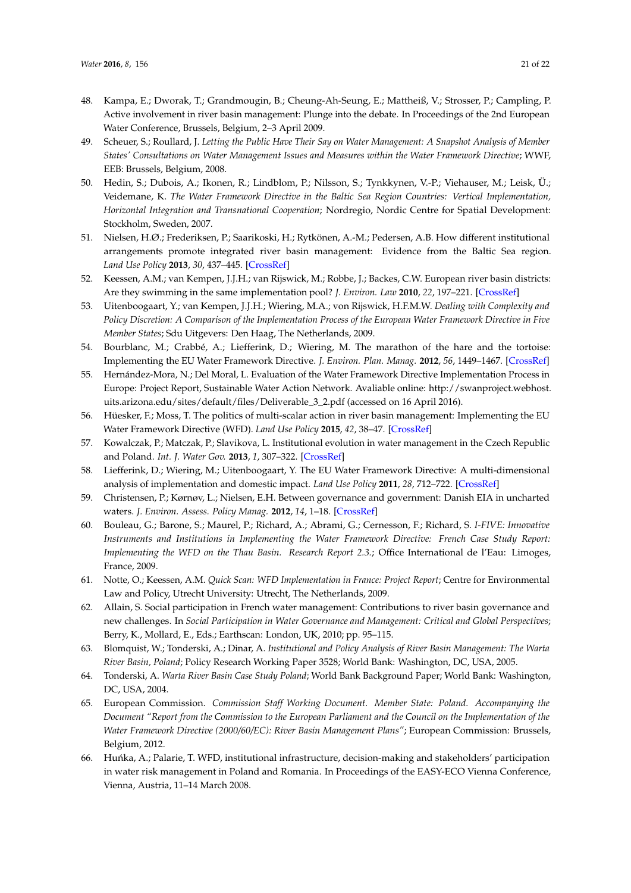48. Kampa, E.; Dworak, T.; Grandmougin, B.; Cheung-Ah-Seung, E.; Mattheiß, V.; Strosser, P.; Campling, P. Active involvement in river basin management: Plunge into the debate. In Proceedings of the 2nd European Water Conference, Brussels, Belgium, 2–3 April 2009.
49. Scheuer, S.; Roullard, J. *Letting the Public Have Their Say on Water Management: A Snapshot Analysis of Member States' Consultations on Water Management Issues and Measures within the Water Framework Directive*; WWF, EEB: Brussels, Belgium, 2008.
50. Hedin, S.; Dubois, A.; Ikonen, R.; Lindblom, P.; Nilsson, S.; Tynkkynen, V.-P.; Viehauser, M.; Leisk, Ü.; Veidemane, K. *The Water Framework Directive in the Baltic Sea Region Countries: Vertical Implementation, Horizontal Integration and Transnational Cooperation*; Nordregio, Nordic Centre for Spatial Development: Stockholm, Sweden, 2007.
51. Nielsen, H.Ø.; Frederiksen, P.; Saarikoski, H.; Rytkönen, A.-M.; Pedersen, A.B. How different institutional arrangements promote integrated river basin management: Evidence from the Baltic Sea region. *Land Use Policy* **2013**, *30*, 437–445. [CrossRef]
52. Keessen, A.M.; van Kempen, J.J.H.; van Rijswick, M.; Robbe, J.; Backes, C.W. European river basin districts: Are they swimming in the same implementation pool? *J. Environ. Law* **2010**, *22*, 197–221. [CrossRef]
53. Uitenboogaart, Y.; van Kempen, J.J.H.; Wiering, M.A.; von Rijswick, H.F.M.W. *Dealing with Complexity and Policy Discretion: A Comparison of the Implementation Process of the European Water Framework Directive in Five Member States*; Sdu Uitgevers: Den Haag, The Netherlands, 2009.
54. Bourblanc, M.; Crabbé, A.; Liefferink, D.; Wiering, M. The marathon of the hare and the tortoise: Implementing the EU Water Framework Directive. *J. Environ. Plan. Manag.* **2012**, *56*, 1449–1467. [CrossRef]
55. Hernández-Mora, N.; Del Moral, L. Evaluation of the Water Framework Directive Implementation Process in Europe: Project Report, Sustainable Water Action Network. Avaliable online: http://swanproject.webhost.uits.arizona.edu/sites/default/files/Deliverable_3_2.pdf (accessed on 16 April 2016).
56. Hüesker, F.; Moss, T. The politics of multi-scalar action in river basin management: Implementing the EU Water Framework Directive (WFD). *Land Use Policy* **2015**, *42*, 38–47. [CrossRef]
57. Kowalczak, P.; Matczak, P.; Slavikova, L. Institutional evolution in water management in the Czech Republic and Poland. *Int. J. Water Gov.* **2013**, *1*, 307–322. [CrossRef]
58. Liefferink, D.; Wiering, M.; Uitenboogaart, Y. The EU Water Framework Directive: A multi-dimensional analysis of implementation and domestic impact. *Land Use Policy* **2011**, *28*, 712–722. [CrossRef]
59. Christensen, P.; Kørnøv, L.; Nielsen, E.H. Between governance and government: Danish EIA in uncharted waters. *J. Environ. Assess. Policy Manag.* **2012**, *14*, 1–18. [CrossRef]
60. Bouleau, G.; Barone, S.; Maurel, P.; Richard, A.; Abrami, G.; Cernesson, F.; Richard, S. *I-FIVE: Innovative Instruments and Institutions in Implementing the Water Framework Directive: French Case Study Report: Implementing the WFD on the Thau Basin. Research Report 2.3.*; Office International de l'Eau: Limoges, France, 2009.
61. Notte, O.; Keessen, A.M. *Quick Scan: WFD Implementation in France: Project Report*; Centre for Environmental Law and Policy, Utrecht University: Utrecht, The Netherlands, 2009.
62. Allain, S. Social participation in French water management: Contributions to river basin governance and new challenges. In *Social Participation in Water Governance and Management: Critical and Global Perspectives*; Berry, K., Mollard, E., Eds.; Earthscan: London, UK, 2010; pp. 95–115.
63. Blomquist, W.; Tonderski, A.; Dinar, A. *Institutional and Policy Analysis of River Basin Management: The Warta River Basin, Poland*; Policy Research Working Paper 3528; World Bank: Washington, DC, USA, 2005.
64. Tonderski, A. *Warta River Basin Case Study Poland*; World Bank Background Paper; World Bank: Washington, DC, USA, 2004.
65. European Commission. *Commission Staff Working Document. Member State: Poland. Accompanying the Document "Report from the Commission to the European Parliament and the Council on the Implementation of the Water Framework Directive (2000/60/EC): River Basin Management Plans"*; European Commission: Brussels, Belgium, 2012.
66. Huńka, A.; Palarie, T. WFD, institutional infrastructure, decision-making and stakeholders' participation in water risk management in Poland and Romania. In Proceedings of the EASY-ECO Vienna Conference, Vienna, Austria, 11–14 March 2008.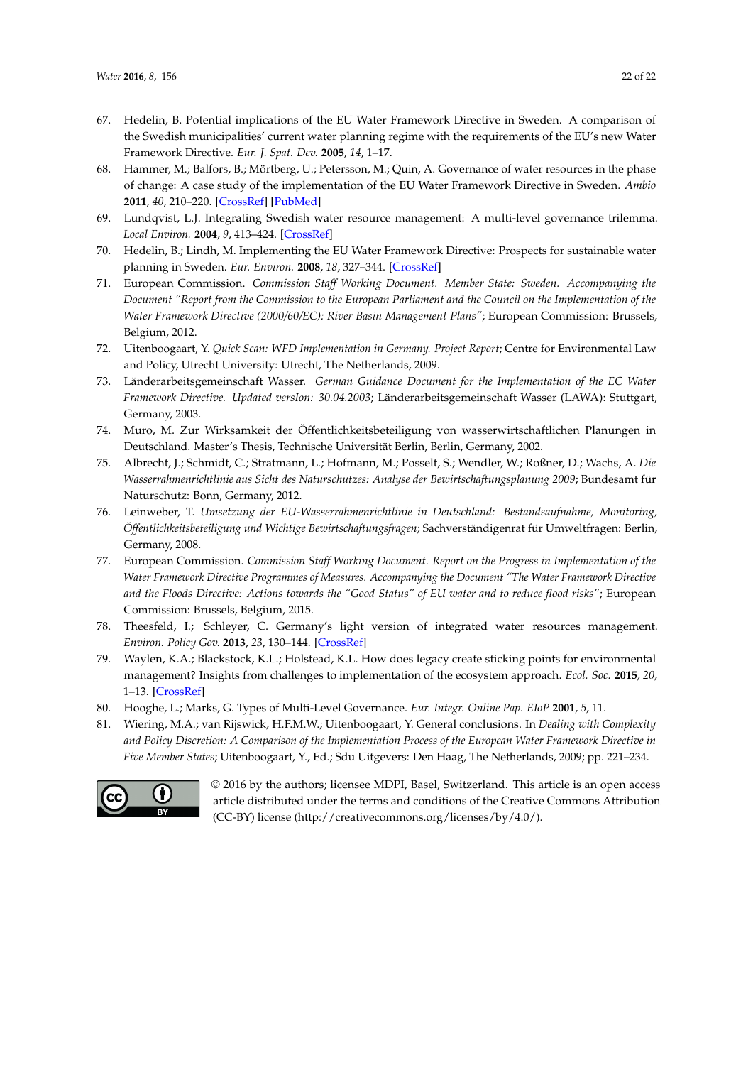67. Hedelin, B. Potential implications of the EU Water Framework Directive in Sweden. A comparison of the Swedish municipalities' current water planning regime with the requirements of the EU's new Water Framework Directive. *Eur. J. Spat. Dev.* **2005**, *14*, 1–17.
68. Hammer, M.; Balfors, B.; Mörtberg, U.; Petersson, M.; Quin, A. Governance of water resources in the phase of change: A case study of the implementation of the EU Water Framework Directive in Sweden. *Ambio* **2011**, *40*, 210–220. [CrossRef] [PubMed]
69. Lundqvist, L.J. Integrating Swedish water resource management: A multi-level governance trilemma. *Local Environ.* **2004**, *9*, 413–424. [CrossRef]
70. Hedelin, B.; Lindh, M. Implementing the EU Water Framework Directive: Prospects for sustainable water planning in Sweden. *Eur. Environ.* **2008**, *18*, 327–344. [CrossRef]
71. European Commission. *Commission Staff Working Document. Member State: Sweden. Accompanying the Document "Report from the Commission to the European Parliament and the Council on the Implementation of the Water Framework Directive (2000/60/EC): River Basin Management Plans"*; European Commission: Brussels, Belgium, 2012.
72. Uitenboogaart, Y. *Quick Scan: WFD Implementation in Germany. Project Report*; Centre for Environmental Law and Policy, Utrecht University: Utrecht, The Netherlands, 2009.
73. Länderarbeitsgemeinschaft Wasser. *German Guidance Document for the Implementation of the EC Water Framework Directive. Updated versIon: 30.04.2003*; Länderarbeitsgemeinschaft Wasser (LAWA): Stuttgart, Germany, 2003.
74. Muro, M. Zur Wirksamkeit der Öffentlichkeitsbeteiligung von wasserwirtschaftlichen Planungen in Deutschland. Master's Thesis, Technische Universität Berlin, Berlin, Germany, 2002.
75. Albrecht, J.; Schmidt, C.; Stratmann, L.; Hofmann, M.; Posselt, S.; Wendler, W.; Roßner, D.; Wachs, A. *Die Wasserrahmenrichtlinie aus Sicht des Naturschutzes: Analyse der Bewirtschaftungsplanung 2009*; Bundesamt für Naturschutz: Bonn, Germany, 2012.
76. Leinweber, T. *Umsetzung der EU-Wasserrahmenrichtlinie in Deutschland: Bestandsaufnahme, Monitoring, Öffentlichkeitsbeteiligung und Wichtige Bewirtschaftungsfragen*; Sachverständigenrat für Umweltfragen: Berlin, Germany, 2008.
77. European Commission. *Commission Staff Working Document. Report on the Progress in Implementation of the Water Framework Directive Programmes of Measures. Accompanying the Document "The Water Framework Directive and the Floods Directive: Actions towards the "Good Status" of EU water and to reduce flood risks"*; European Commission: Brussels, Belgium, 2015.
78. Theesfeld, I.; Schleyer, C. Germany's light version of integrated water resources management. *Environ. Policy Gov.* **2013**, *23*, 130–144. [CrossRef]
79. Waylen, K.A.; Blackstock, K.L.; Holstead, K.L. How does legacy create sticking points for environmental management? Insights from challenges to implementation of the ecosystem approach. *Ecol. Soc.* **2015**, *20*, 1–13. [CrossRef]
80. Hooghe, L.; Marks, G. Types of Multi-Level Governance. *Eur. Integr. Online Pap. EIoP* **2001**, *5*, 11.
81. Wiering, M.A.; van Rijswick, H.F.M.W.; Uitenboogaart, Y. General conclusions. In *Dealing with Complexity and Policy Discretion: A Comparison of the Implementation Process of the European Water Framework Directive in Five Member States*; Uitenboogaart, Y., Ed.; Sdu Uitgevers: Den Haag, The Netherlands, 2009; pp. 221–234.

© 2016 by the authors; licensee MDPI, Basel, Switzerland. This article is an open access article distributed under the terms and conditions of the Creative Commons Attribution (CC-BY) license (http://creativecommons.org/licenses/by/4.0/).